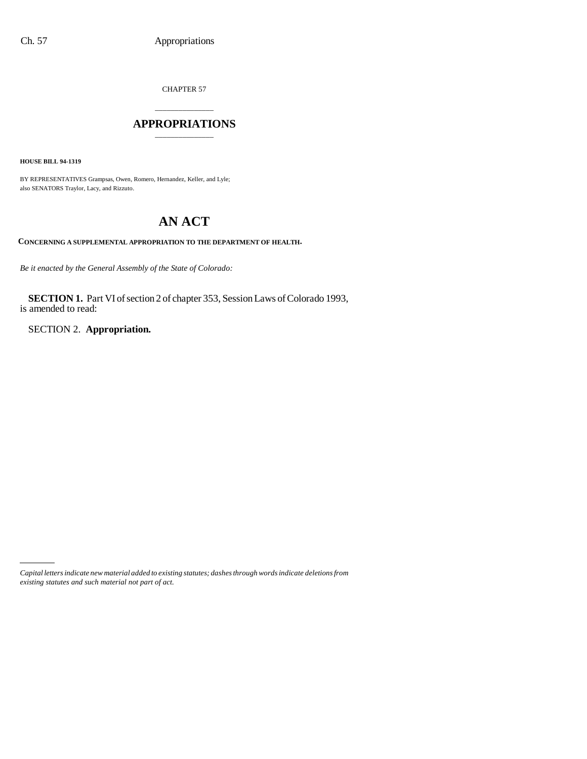CHAPTER 57

# APPROPRIATIONS

**HOUSE BILL 94-1319**

BY REPRESENTATIVES Grampsas, Owen, Romero, Hernandez, Keller, and Lyle;
also SENATORS Traylor, Lacy, and Rizzuto.

# AN ACT

**CONCERNING A SUPPLEMENTAL APPROPRIATION TO THE DEPARTMENT OF HEALTH.**

*Be it enacted by the General Assembly of the State of Colorado:*

**SECTION 1.** Part VI of section 2 of chapter 353, Session Laws of Colorado 1993, is amended to read:

SECTION 2. **Appropriation.**

*Capital letters indicate new material added to existing statutes; dashes through words indicate deletions from existing statutes and such material not part of act.*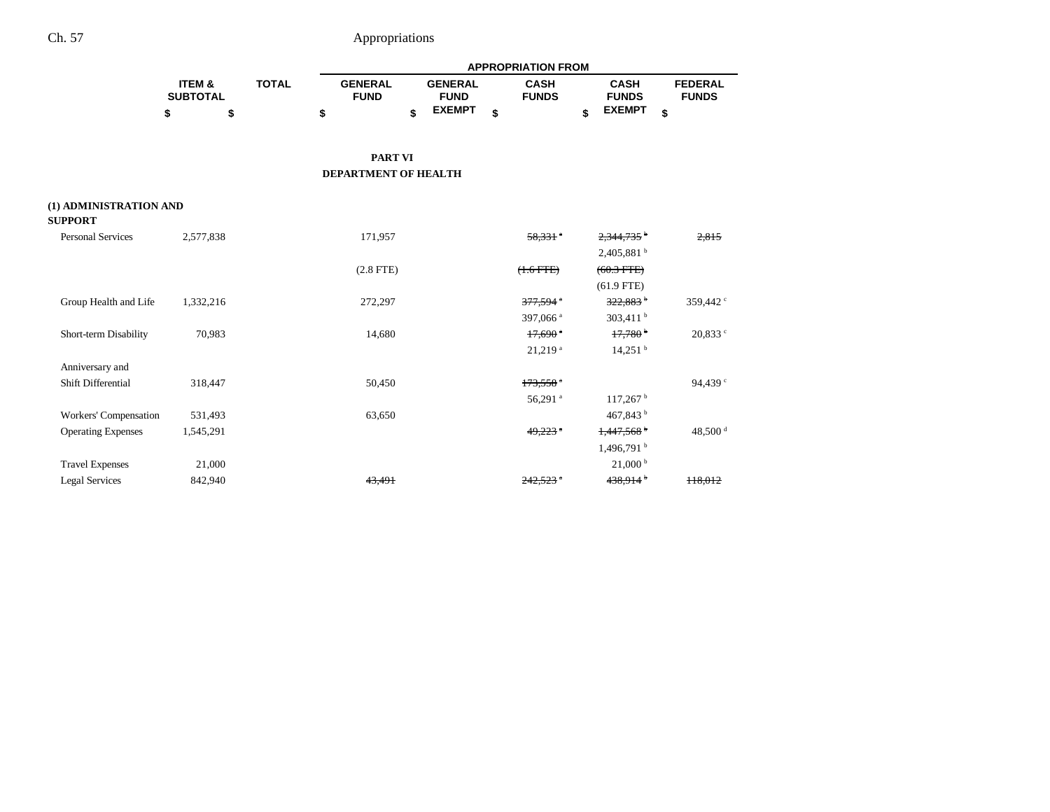| | ITEM & SUBTOTAL | TOTAL | APPROPRIATION FROM | | | | |
|---|---|---|---|---|---|---|---|
| | | | GENERAL FUND | GENERAL FUND EXEMPT | CASH FUNDS | CASH FUNDS EXEMPT | FEDERAL FUNDS |
| | $ | $ | $ | $ | $ | $ | $ |

## PART VI
## DEPARTMENT OF HEALTH

| | ITEM & SUBTOTAL | TOTAL | GENERAL FUND | GENERAL FUND EXEMPT | CASH FUNDS | CASH FUNDS EXEMPT | FEDERAL FUNDS |
|---|---|---|---|---|---|---|---|
| **(1) ADMINISTRATION AND SUPPORT** | | | | | | | |
| Personal Services | 2,577,838 | | 171,957 | | ~~58,331 [a]~~ | ~~2,344,735 [b]~~ | ~~2,815~~ |
| | | | | | | 2,405,881 [b] | |
| | | | (2.8 FTE) | | ~~(1.6 FTE)~~ | ~~(60.3 FTE)~~ | |
| | | | | | | (61.9 FTE) | |
| Group Health and Life | 1,332,216 | | 272,297 | | ~~377,594 [a]~~ | ~~322,883 [b]~~ | 359,442 [c] |
| | | | | | 397,066 [a] | 303,411 [b] | |
| Short-term Disability | 70,983 | | 14,680 | | ~~17,690 [a]~~ | ~~17,780 [b]~~ | 20,833 [c] |
| | | | | | 21,219 [a] | 14,251 [b] | |
| Anniversary and Shift Differential | 318,447 | | 50,450 | | ~~173,558 [a]~~ | | 94,439 [c] |
| | | | | | 56,291 [a] | 117,267 [b] | |
| Workers' Compensation | 531,493 | | 63,650 | | | 467,843 [b] | |
| Operating Expenses | 1,545,291 | | | | ~~49,223 [a]~~ | ~~1,447,568 [b]~~ | 48,500 [d] |
| | | | | | | 1,496,791 [b] | |
| Travel Expenses | 21,000 | | | | | 21,000 [b] | |
| Legal Services | 842,940 | | ~~43,491~~ | | ~~242,523 [a]~~ | ~~438,914 [b]~~ | ~~118,012~~ |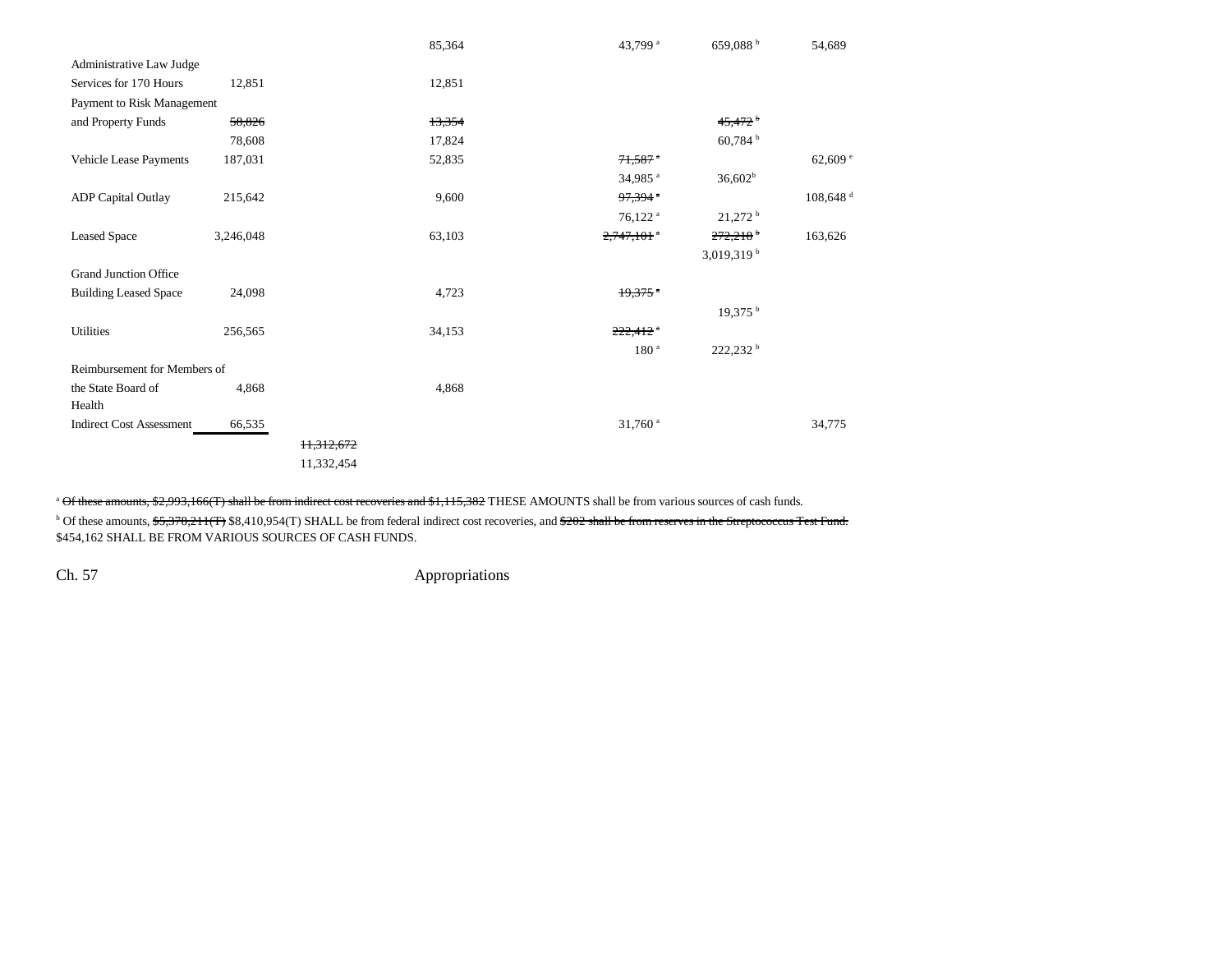| | | | | | | |
|---|---|---|---|---|---|---|
| | | | 85,364 | 43,799 [a] | 659,088 [b] | 54,689 |
| Administrative Law Judge Services for 170 Hours | 12,851 | | 12,851 | | | |
| Payment to Risk Management and Property Funds | ~~50,826~~ 78,608 | | ~~13,354~~ 17,824 | | ~~45,472~~ [b] 60,784 [b] | |
| Vehicle Lease Payments | 187,031 | | 52,835 | ~~71,587~~ [a] 34,985 [a] | 36,602 [b] | 62,609 [c] |
| ADP Capital Outlay | 215,642 | | 9,600 | ~~97,394~~ [a] 76,122 [a] | 21,272 [b] | 108,648 [d] |
| Leased Space | 3,246,048 | | 63,103 | ~~2,747,101~~ [a] | ~~272,218~~ [b] 3,019,319 [b] | 163,626 |
| Grand Junction Office Building Leased Space | 24,098 | | 4,723 | ~~19,375~~ [a] | 19,375 [b] | |
| Utilities | 256,565 | | 34,153 | ~~222,412~~ [a] 180 [a] | 222,232 [b] | |
| Reimbursement for Members of the State Board of Health | 4,868 | | 4,868 | | | |
| Indirect Cost Assessment | 66,535 | | | 31,760 [a] | | 34,775 |
| | | ~~11,312,672~~ 11,332,454 | | | | |

[a] ~~Of these amounts, $2,993,166(T) shall be from indirect cost recoveries and $1,115,382~~ THESE AMOUNTS shall be from various sources of cash funds.

[b] Of these amounts, ~~$5,370,211(T)~~ $8,410,954(T) SHALL be from federal indirect cost recoveries, and ~~$202 shall be from reserves in the Streptococcus Test Fund.~~ $454,162 SHALL BE FROM VARIOUS SOURCES OF CASH FUNDS.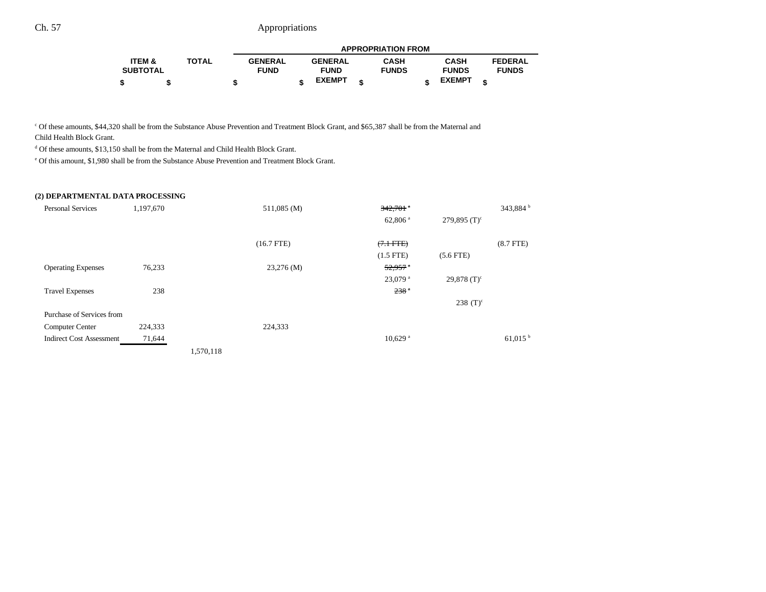| ITEM & SUBTOTAL | TOTAL | APPROPRIATION FROM | | | | |
|---|---|---|---|---|---|---|
| | | GENERAL FUND | GENERAL FUND EXEMPT | CASH FUNDS | CASH FUNDS EXEMPT | FEDERAL FUNDS |
| $ | $ | $ | $ | $ | $ | $ |

[c] Of these amounts, $44,320 shall be from the Substance Abuse Prevention and Treatment Block Grant, and $65,387 shall be from the Maternal and Child Health Block Grant.

[d] Of these amounts, $13,150 shall be from the Maternal and Child Health Block Grant.

[e] Of this amount, $1,980 shall be from the Substance Abuse Prevention and Treatment Block Grant.

**(2) DEPARTMENTAL DATA PROCESSING**

| | ITEM & SUBTOTAL | TOTAL | GENERAL FUND | GENERAL FUND EXEMPT | CASH FUNDS | CASH FUNDS EXEMPT | FEDERAL FUNDS |
|---|---|---|---|---|---|---|---|
| Personal Services | 1,197,670 | | 511,085 (M) | | ~~342,701 [a]~~ | | 343,884 [b] |
| | | | | | 62,806 [a] | 279,895 (T)[c] | |
| | | | (16.7 FTE) | | ~~(7.1 FTE)~~ | | (8.7 FTE) |
| | | | | | (1.5 FTE) | (5.6 FTE) | |
| Operating Expenses | 76,233 | | 23,276 (M) | | ~~52,957 [a]~~ | | |
| | | | | | 23,079 [a] | 29,878 (T)[c] | |
| Travel Expenses | 238 | | | | ~~238 [a]~~ | | |
| | | | | | | 238 (T)[c] | |
| Purchase of Services from Computer Center | 224,333 | | 224,333 | | | | |
| Indirect Cost Assessment | 71,644 | | | | 10,629 [a] | | 61,015 [b] |
| | | 1,570,118 | | | | | |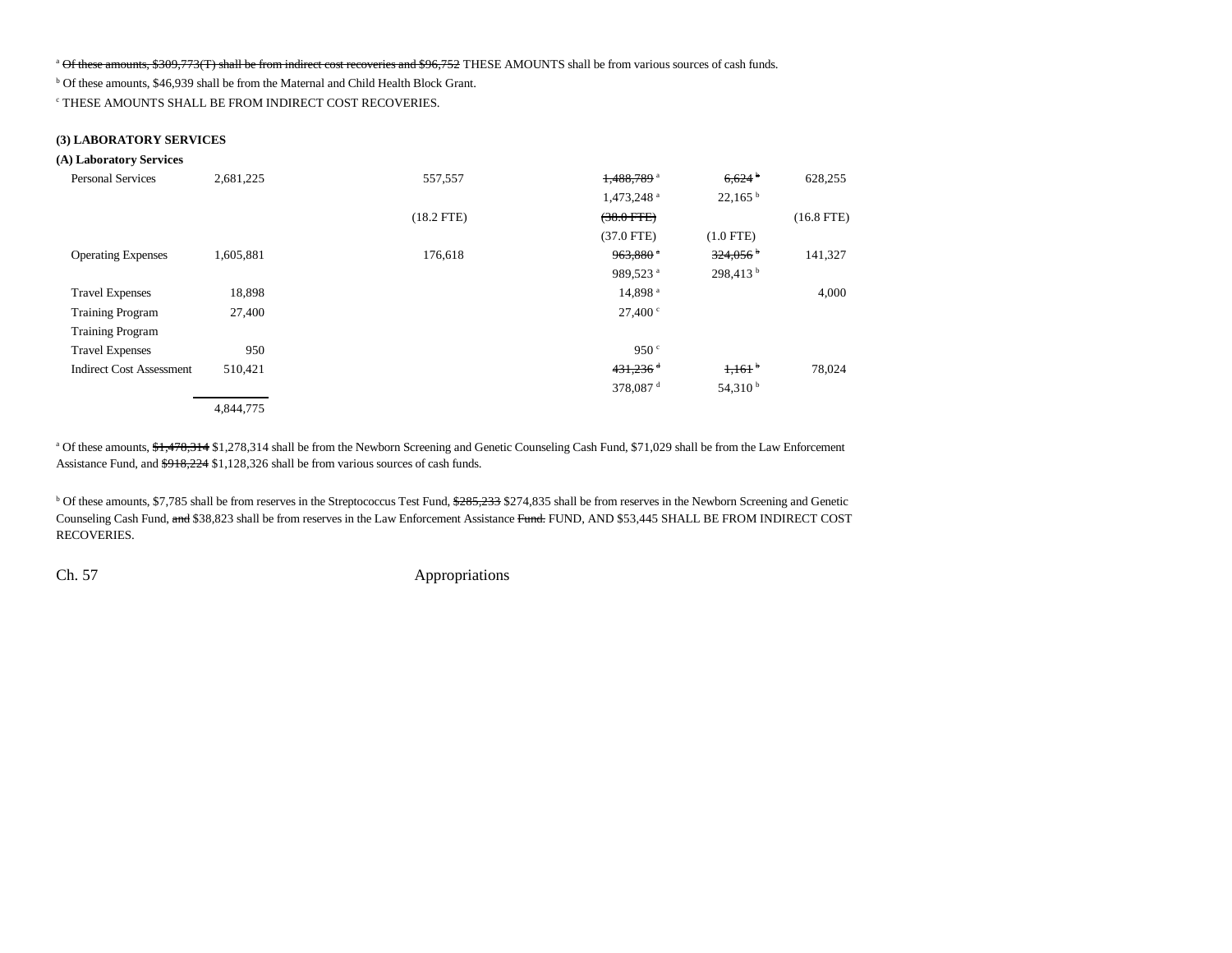[a] ~~Of these amounts, $309,773(T) shall be from indirect cost recoveries and $96,752~~ THESE AMOUNTS shall be from various sources of cash funds.

[b] Of these amounts, $46,939 shall be from the Maternal and Child Health Block Grant.

[c] THESE AMOUNTS SHALL BE FROM INDIRECT COST RECOVERIES.

**(3) LABORATORY SERVICES**

**(A) Laboratory Services**

| | | | | | |
|---|---|---|---|---|---|
| Personal Services | 2,681,225 | 557,557 | ~~1,488,789~~ [a] | ~~6,624~~ [b] | 628,255 |
| | | | 1,473,248 [a] | 22,165 [b] | |
| | | (18.2 FTE) | ~~(38.0 FTE)~~ | | (16.8 FTE) |
| | | | (37.0 FTE) | (1.0 FTE) | |
| Operating Expenses | 1,605,881 | 176,618 | ~~963,880~~ [a] | ~~324,056~~ [b] | 141,327 |
| | | | 989,523 [a] | 298,413 [b] | |
| Travel Expenses | 18,898 | | 14,898 [a] | | 4,000 |
| Training Program | 27,400 | | 27,400 [c] | | |
| Training Program | | | | | |
| Travel Expenses | 950 | | 950 [c] | | |
| Indirect Cost Assessment | 510,421 | | ~~431,236~~ [d] | ~~1,161~~ [b] | 78,024 |
| | | | 378,087 [d] | 54,310 [b] | |
| | 4,844,775 | | | | |

[a] Of these amounts, ~~$1,478,314~~ $1,278,314 shall be from the Newborn Screening and Genetic Counseling Cash Fund, $71,029 shall be from the Law Enforcement Assistance Fund, and ~~$918,224~~ $1,128,326 shall be from various sources of cash funds.

[b] Of these amounts, $7,785 shall be from reserves in the Streptococcus Test Fund, ~~$285,233~~ $274,835 shall be from reserves in the Newborn Screening and Genetic Counseling Cash Fund, ~~and~~ $38,823 shall be from reserves in the Law Enforcement Assistance ~~Fund.~~ FUND, AND $53,445 SHALL BE FROM INDIRECT COST RECOVERIES.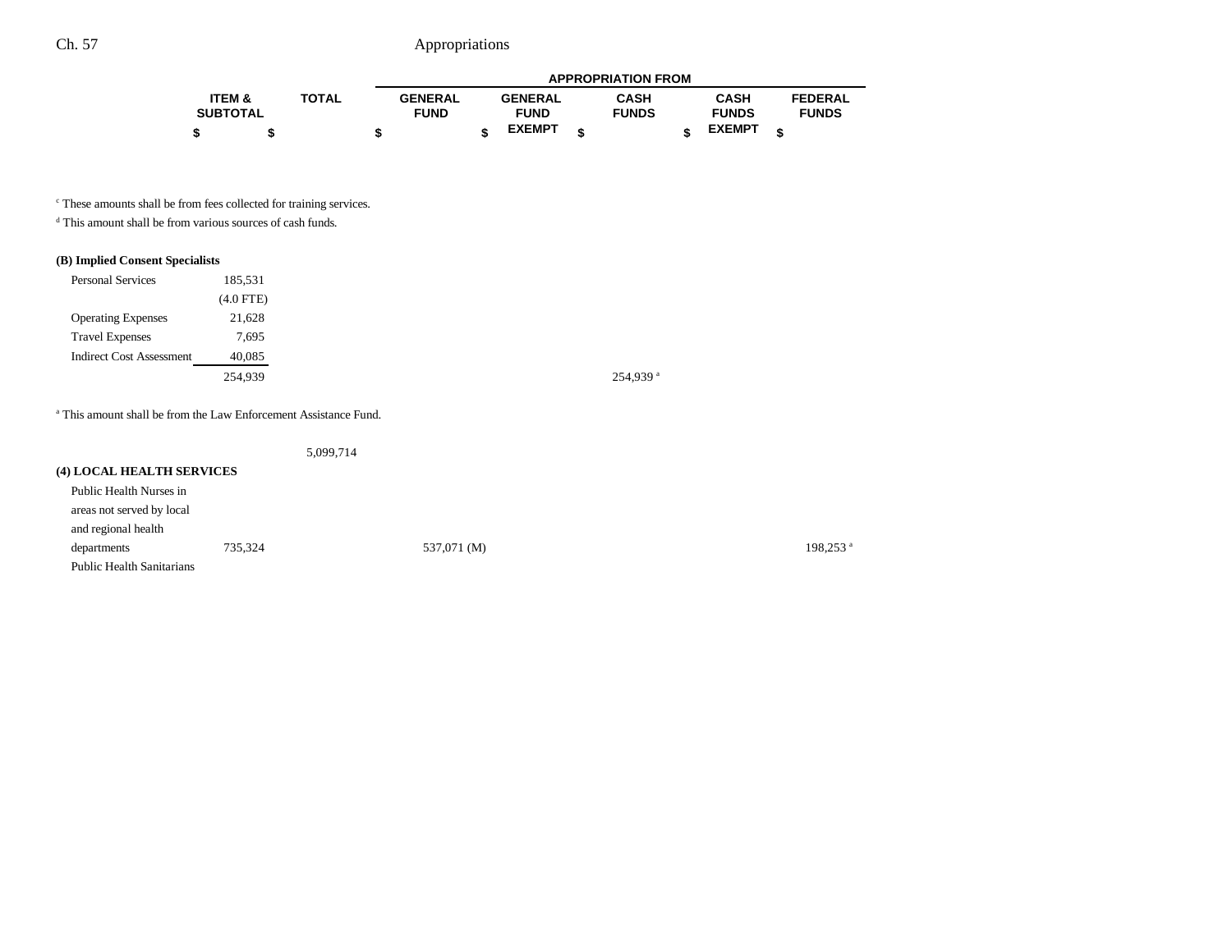| | ITEM & SUBTOTAL | TOTAL | GENERAL FUND | GENERAL FUND EXEMPT | CASH FUNDS | CASH FUNDS EXEMPT | FEDERAL FUNDS |
|---|---|---|---|---|---|---|---|
| | $ | $ | $ | $ | $ | $ | $ |

[c] These amounts shall be from fees collected for training services.

[d] This amount shall be from various sources of cash funds.

**(B) Implied Consent Specialists**

| | ITEM & SUBTOTAL | TOTAL | GENERAL FUND | GENERAL FUND EXEMPT | CASH FUNDS | CASH FUNDS EXEMPT | FEDERAL FUNDS |
|---|---|---|---|---|---|---|---|
| Personal Services | 185,531 | | | | | | |
| | (4.0 FTE) | | | | | | |
| Operating Expenses | 21,628 | | | | | | |
| Travel Expenses | 7,695 | | | | | | |
| Indirect Cost Assessment | 40,085 | | | | | | |
| | 254,939 | | | | 254,939 [a] | | |

[a] This amount shall be from the Law Enforcement Assistance Fund.

| | ITEM & SUBTOTAL | TOTAL | GENERAL FUND | GENERAL FUND EXEMPT | CASH FUNDS | CASH FUNDS EXEMPT | FEDERAL FUNDS |
|---|---|---|---|---|---|---|---|
| | | 5,099,714 | | | | | |

**(4) LOCAL HEALTH SERVICES**

| | ITEM & SUBTOTAL | TOTAL | GENERAL FUND | GENERAL FUND EXEMPT | CASH FUNDS | CASH FUNDS EXEMPT | FEDERAL FUNDS |
|---|---|---|---|---|---|---|---|
| Public Health Nurses in areas not served by local and regional health departments | 735,324 | | 537,071 (M) | | | | 198,253 [a] |
| Public Health Sanitarians | | | | | | | |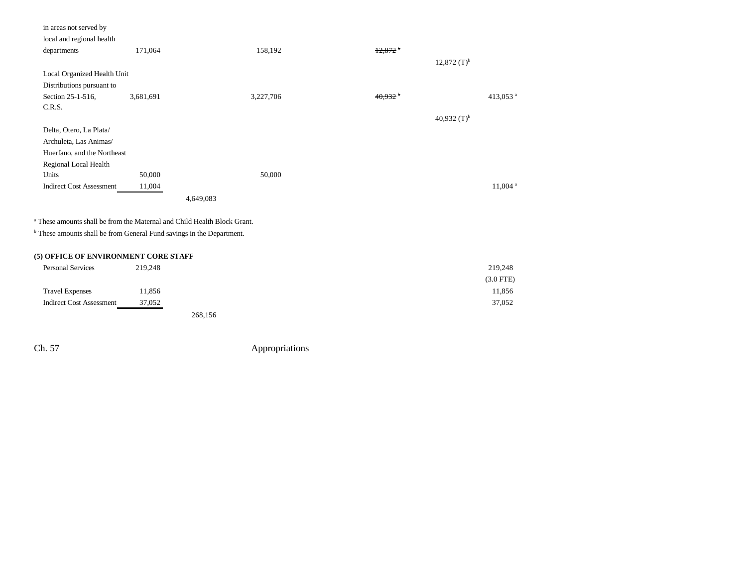| | | | | | | | |
|---|---|---|---|---|---|---|---|
| in areas not served by local and regional health departments | 171,064 | | 158,192 | ~~12,872~~ [b] | | | |
| | | | | | 12,872 (T)[b] | | |
| Local Organized Health Unit Distributions pursuant to Section 25-1-516, C.R.S. | 3,681,691 | | 3,227,706 | ~~40,932~~ [b] | | 413,053 [a] | |
| | | | | | 40,932 (T)[b] | | |
| Delta, Otero, La Plata/ Archuleta, Las Animas/ Huerfano, and the Northeast Regional Local Health Units | 50,000 | | 50,000 | | | | |
| Indirect Cost Assessment | 11,004 | | | | | 11,004 [a] | |
| | | 4,649,083 | | | | | |

[a] These amounts shall be from the Maternal and Child Health Block Grant.

[b] These amounts shall be from General Fund savings in the Department.

**(5) OFFICE OF ENVIRONMENT CORE STAFF**

| | | | | | | |
|---|---|---|---|---|---|---|
| Personal Services | 219,248 | | | | | 219,248 |
| | | | | | | (3.0 FTE) |
| Travel Expenses | 11,856 | | | | | 11,856 |
| Indirect Cost Assessment | 37,052 | | | | | 37,052 |
| | | 268,156 | | | | |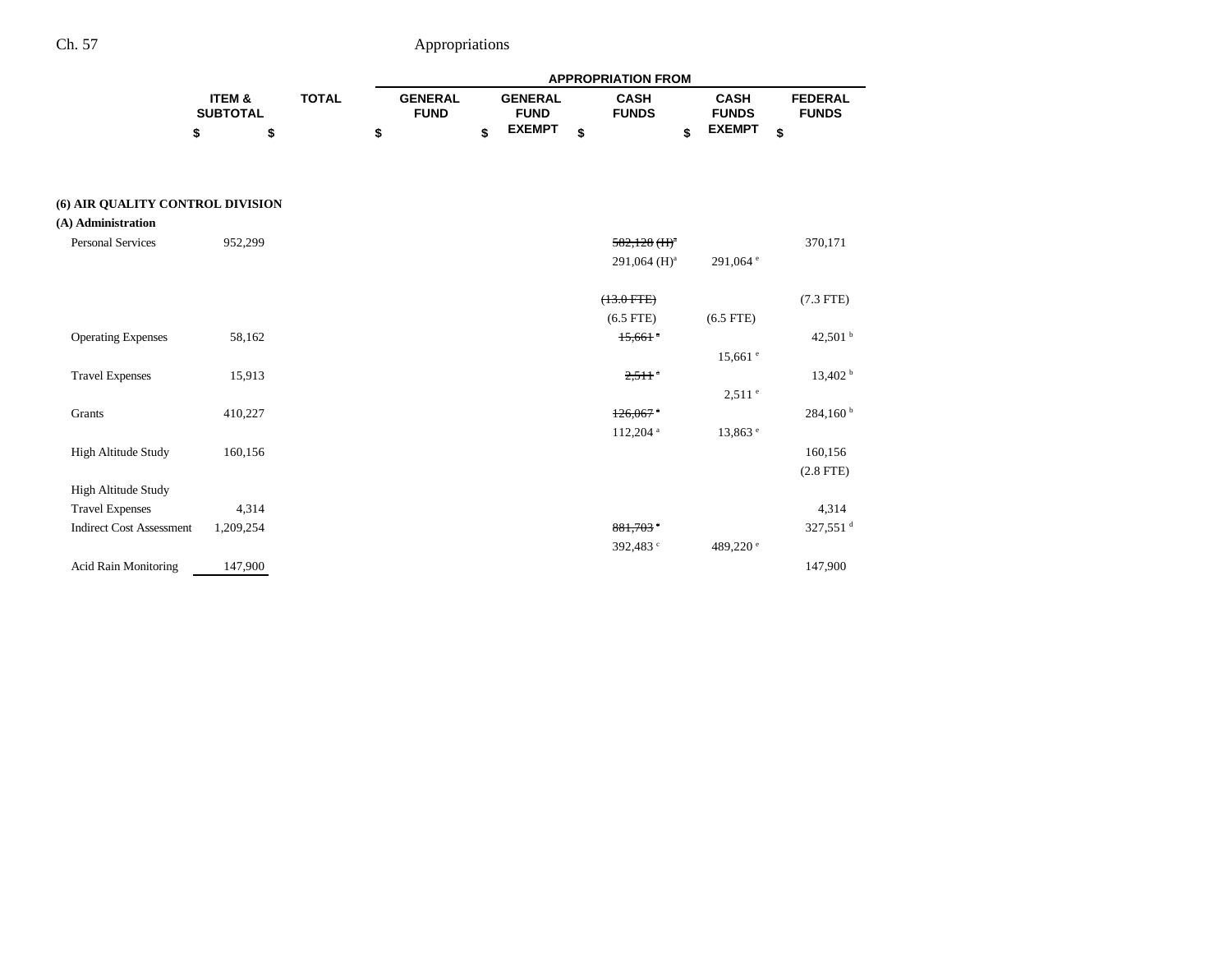| | ITEM & SUBTOTAL | TOTAL | APPROPRIATION FROM GENERAL FUND | GENERAL FUND EXEMPT | CASH FUNDS | CASH FUNDS EXEMPT | FEDERAL FUNDS |
|---|---|---|---|---|---|---|---|
| | $ | $ | $ | $ | $ | $ | $ |
| **(6) AIR QUALITY CONTROL DIVISION** | | | | | | | |
| **(A) Administration** | | | | | | | |
| Personal Services | 952,299 | | | | ~~582,128 (H)[a]~~ 291,064 (H)[a] | 291,064 [e] | 370,171 |
| | | | | | ~~(13.0 FTE)~~ (6.5 FTE) | (6.5 FTE) | (7.3 FTE) |
| Operating Expenses | 58,162 | | | | ~~15,661 [a]~~ | 15,661 [e] | 42,501 [b] |
| Travel Expenses | 15,913 | | | | ~~2,511 [a]~~ | 2,511 [e] | 13,402 [b] |
| Grants | 410,227 | | | | ~~126,067 [a]~~ 112,204 [a] | 13,863 [e] | 284,160 [b] |
| High Altitude Study | 160,156 | | | | | | 160,156 |
| | | | | | | | (2.8 FTE) |
| High Altitude Study Travel Expenses | 4,314 | | | | | | 4,314 |
| Indirect Cost Assessment | 1,209,254 | | | | ~~881,703 [c]~~ 392,483 [c] | 489,220 [e] | 327,551 [d] |
| Acid Rain Monitoring | 147,900 | | | | | | 147,900 |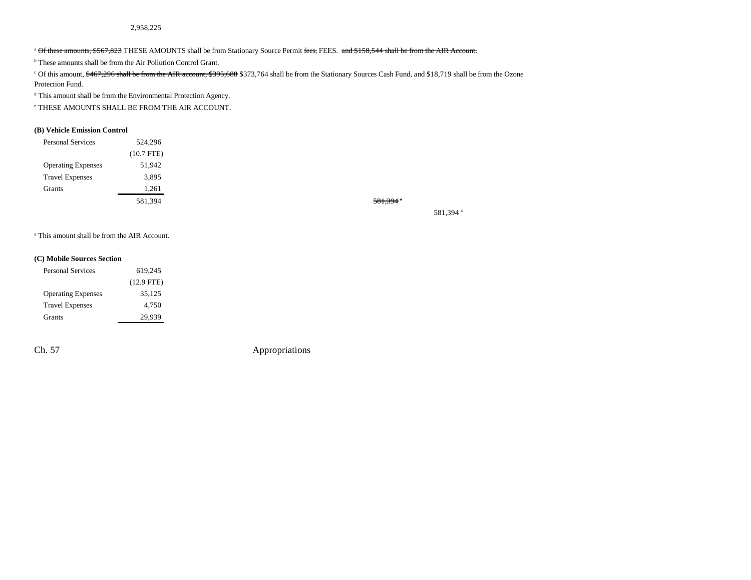2,958,225

[a] ~~Of these amounts, $567,823~~ THESE AMOUNTS shall be from Stationary Source Permit ~~fees,~~ FEES. ~~and $158,544 shall be from the AIR Account.~~

[b] These amounts shall be from the Air Pollution Control Grant.

[c] Of this amount, ~~$467,296 shall be from the AIR account, $395,680~~ $373,764 shall be from the Stationary Sources Cash Fund, and $18,719 shall be from the Ozone Protection Fund.

[d] This amount shall be from the Environmental Protection Agency.

[e] THESE AMOUNTS SHALL BE FROM THE AIR ACCOUNT.

**(B) Vehicle Emission Control**

| | | | |
|---|---|---|---|
| Personal Services | 524,296 | | |
| | (10.7 FTE) | | |
| Operating Expenses | 51,942 | | |
| Travel Expenses | 3,895 | | |
| Grants | 1,261 | | |
| | 581,394 | ~~581,394~~ [a] | |
| | | | 581,394 [a] |

[a] This amount shall be from the AIR Account.

**(C) Mobile Sources Section**

| | |
|---|---|
| Personal Services | 619,245 |
| | (12.9 FTE) |
| Operating Expenses | 35,125 |
| Travel Expenses | 4,750 |
| Grants | 29,939 |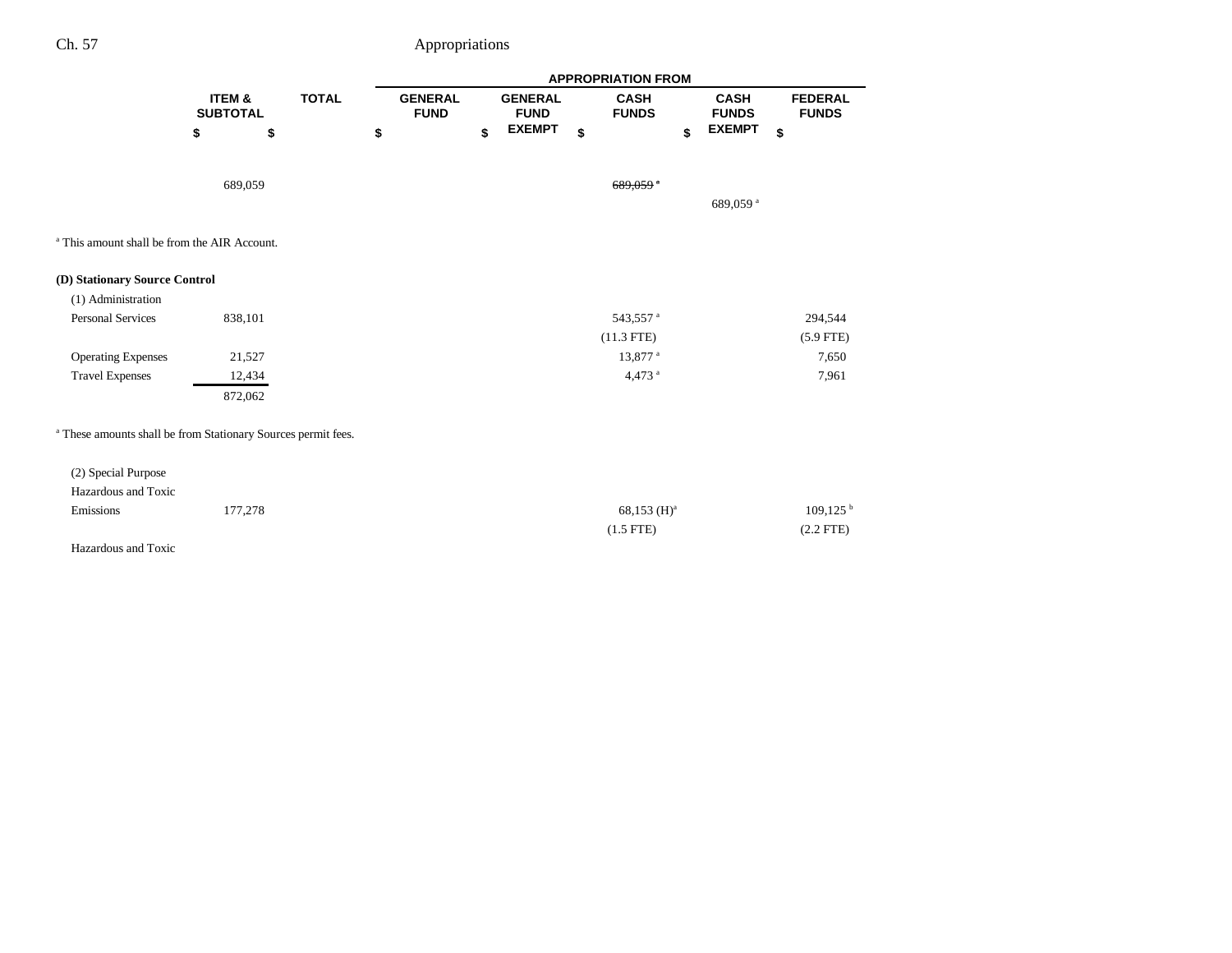| | ITEM & SUBTOTAL | TOTAL | APPROPRIATION FROM | | | | |
|---|---|---|---|---|---|---|---|
| | | | GENERAL FUND | GENERAL FUND EXEMPT | CASH FUNDS | CASH FUNDS EXEMPT | FEDERAL FUNDS |
| | $ | $ | $ | $ | $ | $ | $ |
| | 689,059 | | | | ~~689,059 [a]~~ | | |
| | | | | | | 689,059 [a] | |

[a] This amount shall be from the AIR Account.

**(D) Stationary Source Control**

| | ITEM & SUBTOTAL | TOTAL | GENERAL FUND | GENERAL FUND EXEMPT | CASH FUNDS | CASH FUNDS EXEMPT | FEDERAL FUNDS |
|---|---|---|---|---|---|---|---|
| (1) Administration | | | | | | | |
| Personal Services | 838,101 | | | | 543,557 [a] | | 294,544 |
| | | | | | (11.3 FTE) | | (5.9 FTE) |
| Operating Expenses | 21,527 | | | | 13,877 [a] | | 7,650 |
| Travel Expenses | 12,434 | | | | 4,473 [a] | | 7,961 |
| | 872,062 | | | | | | |

[a] These amounts shall be from Stationary Sources permit fees.

| | ITEM & SUBTOTAL | TOTAL | GENERAL FUND | GENERAL FUND EXEMPT | CASH FUNDS | CASH FUNDS EXEMPT | FEDERAL FUNDS |
|---|---|---|---|---|---|---|---|
| (2) Special Purpose | | | | | | | |
| Hazardous and Toxic Emissions | 177,278 | | | | 68,153 (H)[a] | | 109,125 [b] |
| | | | | | (1.5 FTE) | | (2.2 FTE) |
| Hazardous and Toxic | | | | | | | |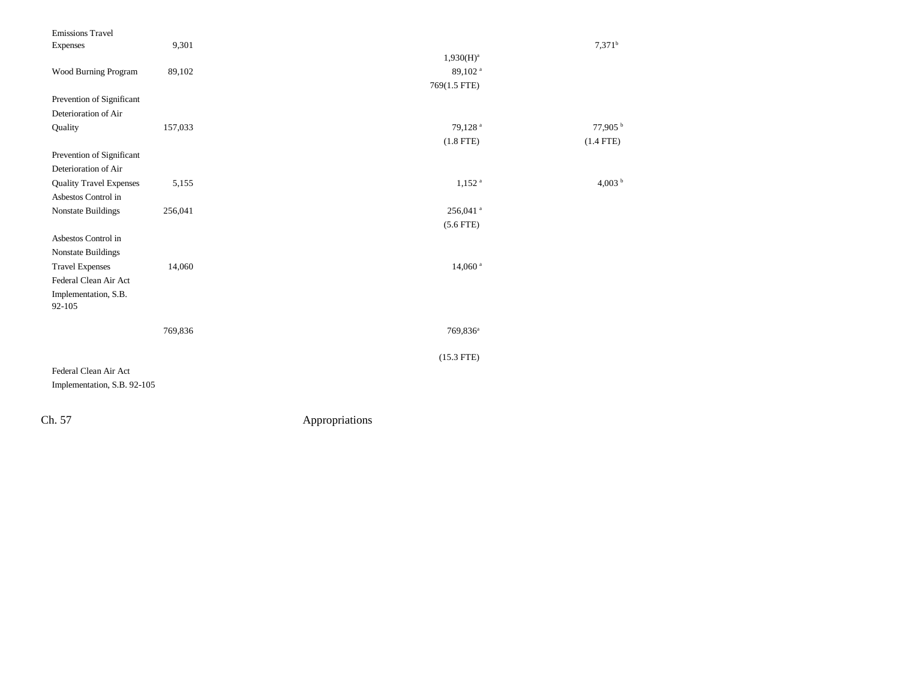| | | | |
|---|---|---|---|
| Emissions Travel Expenses | 9,301 | | 7,371[b] |
| | | 1,930(H)[a] | |
| Wood Burning Program | 89,102 | 89,102 [a] | |
| | | 769(1.5 FTE) | |
| Prevention of Significant Deterioration of Air Quality | 157,033 | 79,128 [a] | 77,905 [b] |
| | | (1.8 FTE) | (1.4 FTE) |
| Prevention of Significant Deterioration of Air Quality Travel Expenses | 5,155 | 1,152 [a] | 4,003 [b] |
| Asbestos Control in Nonstate Buildings | 256,041 | 256,041 [a] | |
| | | (5.6 FTE) | |
| Asbestos Control in Nonstate Buildings Travel Expenses | 14,060 | 14,060 [a] | |
| Federal Clean Air Act Implementation, S.B. 92-105 | | | |
| | 769,836 | 769,836[a] | |
| | | (15.3 FTE) | |
| Federal Clean Air Act Implementation, S.B. 92-105 | | | |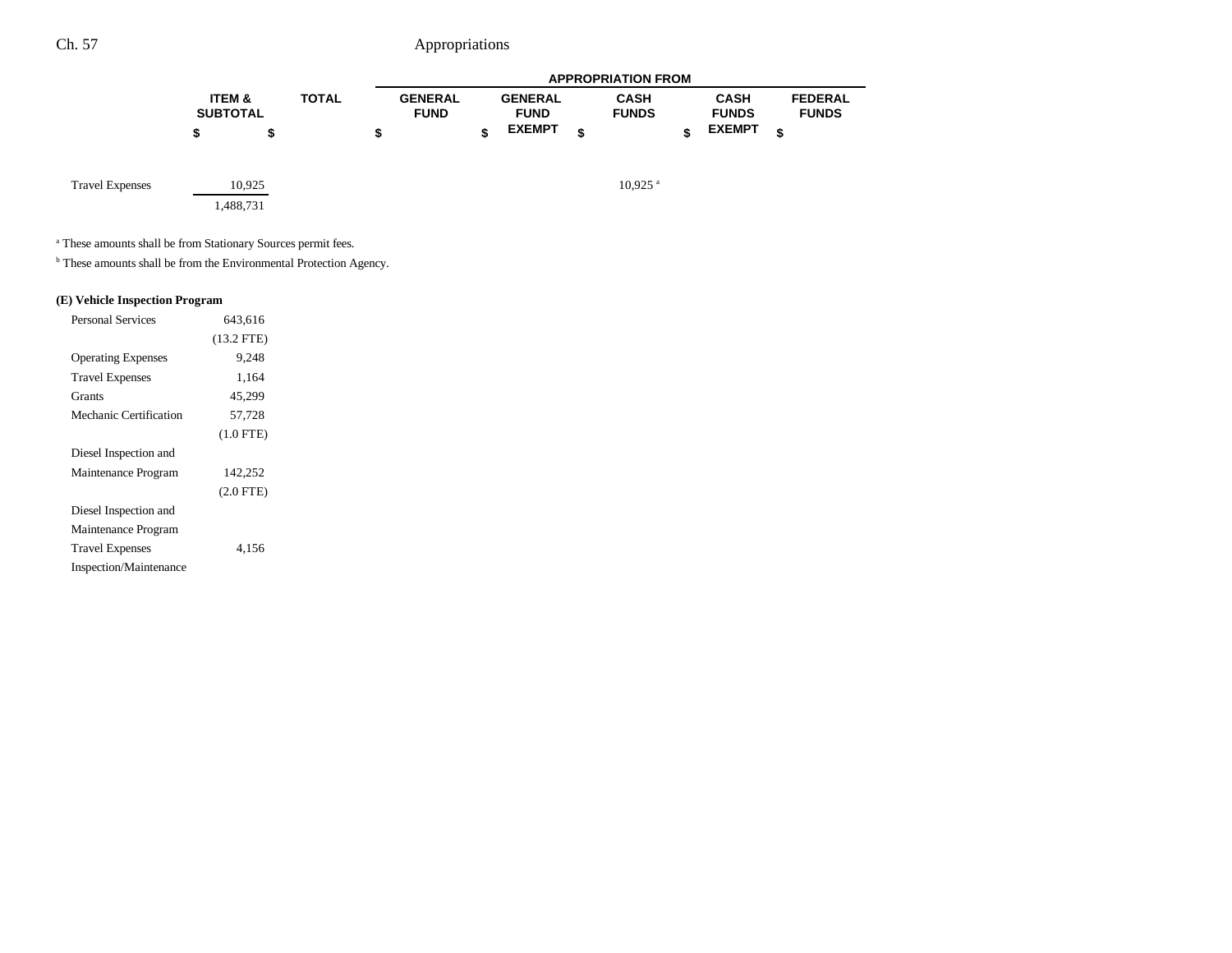| | ITEM & SUBTOTAL | TOTAL | APPROPRIATION FROM GENERAL FUND | GENERAL FUND EXEMPT | CASH FUNDS | CASH FUNDS EXEMPT | FEDERAL FUNDS |
|---|---|---|---|---|---|---|---|
| | $ | $ | $ | $ | $ | $ | $ |
| Travel Expenses | 10,925 | | | | 10,925[a] | | |
| | 1,488,731 | | | | | | |

[a] These amounts shall be from Stationary Sources permit fees.

[b] These amounts shall be from the Environmental Protection Agency.

**(E) Vehicle Inspection Program**

| | ITEM & SUBTOTAL | TOTAL | GENERAL FUND | GENERAL FUND EXEMPT | CASH FUNDS | CASH FUNDS EXEMPT | FEDERAL FUNDS |
|---|---|---|---|---|---|---|---|
| Personal Services | 643,616 | | | | | | |
| | (13.2 FTE) | | | | | | |
| Operating Expenses | 9,248 | | | | | | |
| Travel Expenses | 1,164 | | | | | | |
| Grants | 45,299 | | | | | | |
| Mechanic Certification | 57,728 | | | | | | |
| | (1.0 FTE) | | | | | | |
| Diesel Inspection and Maintenance Program | 142,252 | | | | | | |
| | (2.0 FTE) | | | | | | |
| Diesel Inspection and Maintenance Program Travel Expenses | 4,156 | | | | | | |
| Inspection/Maintenance | | | | | | | |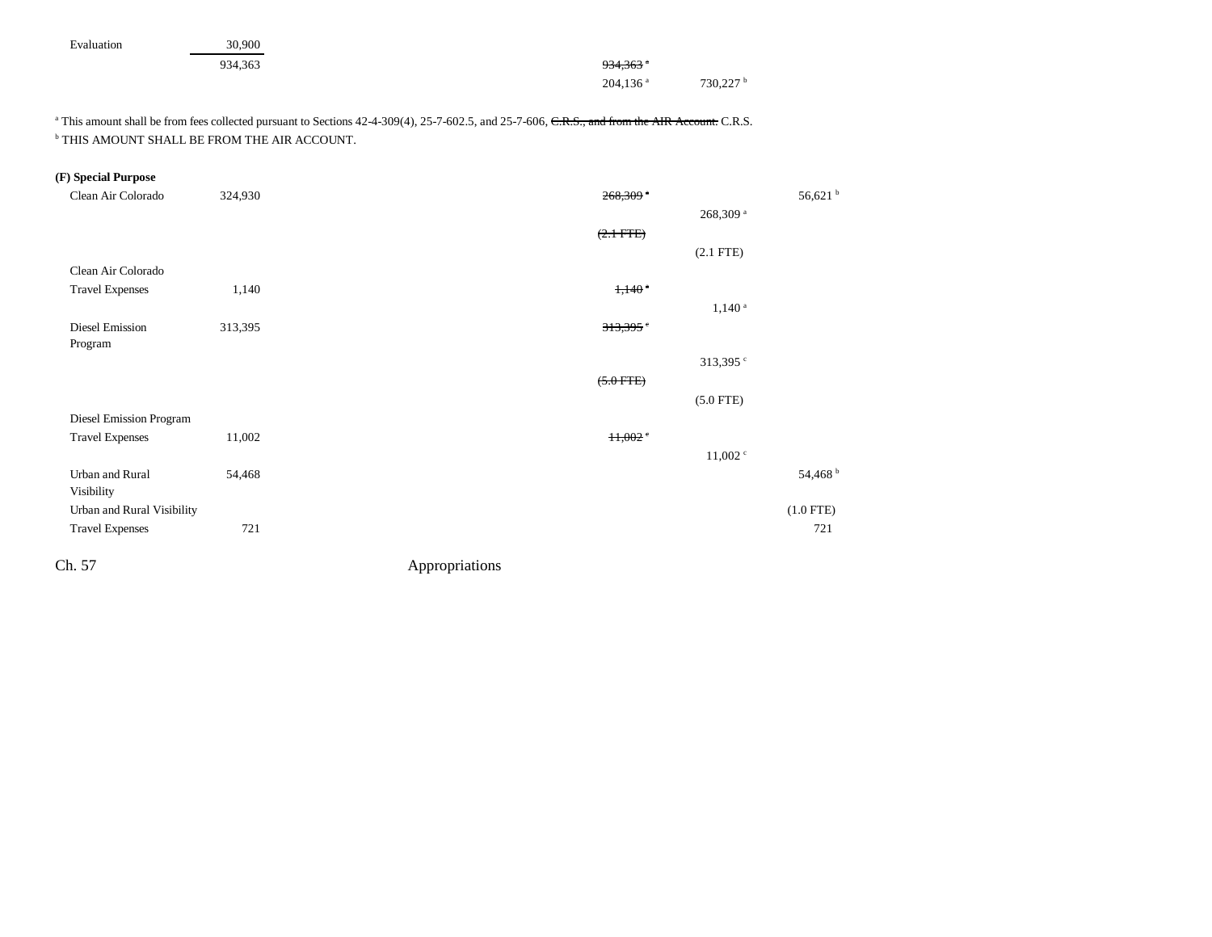| | Total | | | Cash Funds | Cash Funds Exempt | Federal Funds |
|---|---|---|---|---|---|---|
| Evaluation | 30,900 | | | | | |
| | 934,363 | | | ~~934,363 [a]~~ | | |
| | | | | 204,136 [a] | 730,227 [b] | |

[a] This amount shall be from fees collected pursuant to Sections 42-4-309(4), 25-7-602.5, and 25-7-606, ~~C.R.S., and from the AIR Account.~~ C.R.S.
[b] THIS AMOUNT SHALL BE FROM THE AIR ACCOUNT.

**(F) Special Purpose**

| | Total | | | Cash Funds | Cash Funds Exempt | Federal Funds |
|---|---|---|---|---|---|---|
| Clean Air Colorado | 324,930 | | | ~~268,309 [a]~~ | | 56,621 [b] |
| | | | | | 268,309 [a] | |
| | | | | ~~(2.1 FTE)~~ | | |
| | | | | | (2.1 FTE) | |
| Clean Air Colorado Travel Expenses | 1,140 | | | ~~1,140 [a]~~ | | |
| | | | | | 1,140 [a] | |
| Diesel Emission Program | 313,395 | | | ~~313,395 [c]~~ | | |
| | | | | | 313,395 [c] | |
| | | | | ~~(5.0 FTE)~~ | | |
| | | | | | (5.0 FTE) | |
| Diesel Emission Program Travel Expenses | 11,002 | | | ~~11,002 [c]~~ | | |
| | | | | | 11,002 [c] | |
| Urban and Rural Visibility | 54,468 | | | | | 54,468 [b] |
| | | | | | | (1.0 FTE) |
| Urban and Rural Visibility Travel Expenses | 721 | | | | | 721 |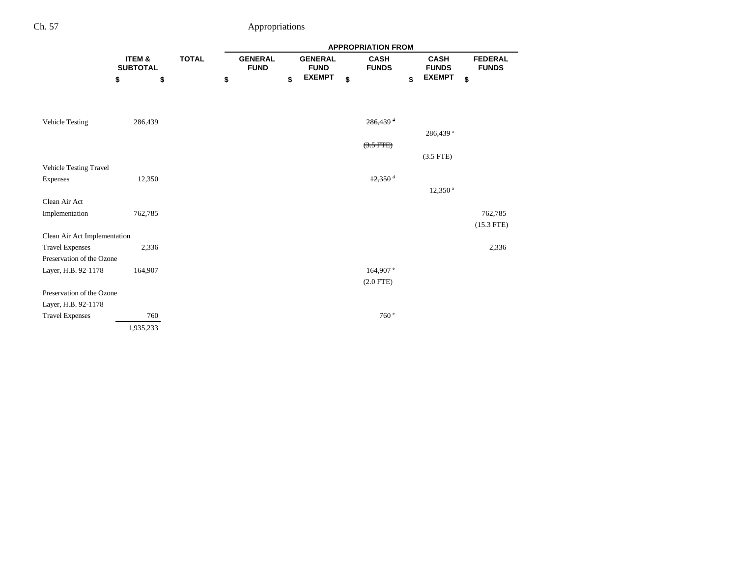| | ITEM & SUBTOTAL | TOTAL | APPROPRIATION FROM | | | | |
|---|---|---|---|---|---|---|---|
| | | | GENERAL FUND | GENERAL FUND EXEMPT | CASH FUNDS | CASH FUNDS EXEMPT | FEDERAL FUNDS |
| | $ | $ | $ | $ | $ | $ | $ |
| Vehicle Testing | 286,439 | | | | ~~286,439 [d]~~ | | |
| | | | | | | 286,439 [a] | |
| | | | | | ~~(3.5 FTE)~~ | | |
| | | | | | | (3.5 FTE) | |
| Vehicle Testing Travel Expenses | 12,350 | | | | ~~12,350 [d]~~ | | |
| | | | | | | 12,350 [a] | |
| Clean Air Act Implementation | 762,785 | | | | | | 762,785 |
| | | | | | | | (15.3 FTE) |
| Clean Air Act Implementation Travel Expenses | 2,336 | | | | | | 2,336 |
| Preservation of the Ozone Layer, H.B. 92-1178 | 164,907 | | | | 164,907 [e] | | |
| | | | | | (2.0 FTE) | | |
| Preservation of the Ozone Layer, H.B. 92-1178 Travel Expenses | 760 | | | | 760 [e] | | |
| | 1,935,233 | | | | | | |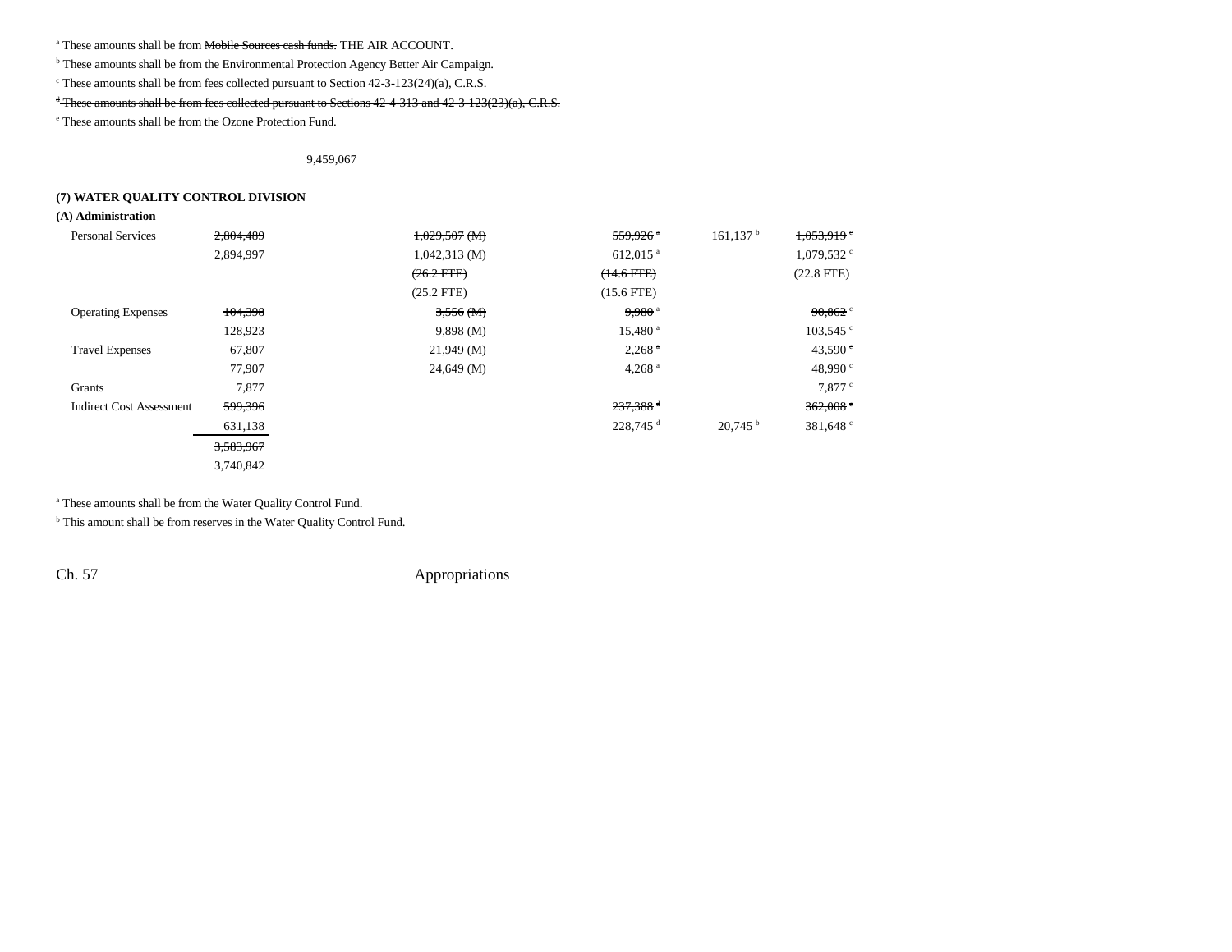[a] These amounts shall be from ~~Mobile Sources cash funds.~~ THE AIR ACCOUNT.

[b] These amounts shall be from the Environmental Protection Agency Better Air Campaign.

[c] These amounts shall be from fees collected pursuant to Section 42-3-123(24)(a), C.R.S.

~~[d] These amounts shall be from fees collected pursuant to Sections 42-4-313 and 42-3-123(23)(a), C.R.S.~~

[e] These amounts shall be from the Ozone Protection Fund.

9,459,067

**(7) WATER QUALITY CONTROL DIVISION**

**(A) Administration**

| | | | | | |
|---|---|---|---|---|---|
| Personal Services | ~~2,804,489~~ | ~~1,029,507 (M)~~ | ~~559,926 [a]~~ | 161,137 [b] | ~~1,053,919 [c]~~ |
| | 2,894,997 | 1,042,313 (M) | 612,015 [a] | | 1,079,532 [c] |
| | | ~~(26.2 FTE)~~ | ~~(14.6 FTE)~~ | | (22.8 FTE) |
| | | (25.2 FTE) | (15.6 FTE) | | |
| Operating Expenses | ~~104,398~~ | ~~3,556 (M)~~ | ~~9,980 [a]~~ | | ~~90,862 [c]~~ |
| | 128,923 | 9,898 (M) | 15,480 [a] | | 103,545 [c] |
| Travel Expenses | ~~67,807~~ | ~~21,949 (M)~~ | ~~2,268 [a]~~ | | ~~43,590 [c]~~ |
| | 77,907 | 24,649 (M) | 4,268 [a] | | 48,990 [c] |
| Grants | 7,877 | | | | 7,877 [c] |
| Indirect Cost Assessment | ~~599,396~~ | | ~~237,388 [d]~~ | | ~~362,008 [c]~~ |
| | 631,138 | | 228,745 [d] | 20,745 [b] | 381,648 [c] |
| | ~~3,583,967~~ | | | | |
| | 3,740,842 | | | | |

[a] These amounts shall be from the Water Quality Control Fund.

[b] This amount shall be from reserves in the Water Quality Control Fund.

Ch. 57 Appropriations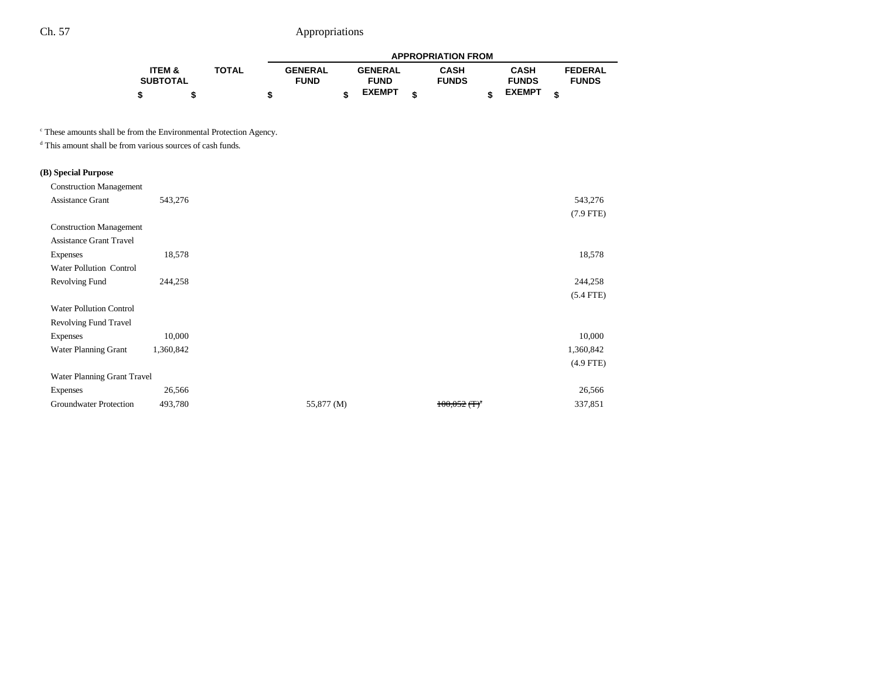| | ITEM & SUBTOTAL | TOTAL | GENERAL FUND | GENERAL FUND EXEMPT | CASH FUNDS | CASH FUNDS EXEMPT | FEDERAL FUNDS |
|---|---|---|---|---|---|---|---|
| | $ | $ | $ | $ | $ | $ | $ |

[c] These amounts shall be from the Environmental Protection Agency.

[d] This amount shall be from various sources of cash funds.

**(B) Special Purpose**

| | ITEM & SUBTOTAL | TOTAL | GENERAL FUND | GENERAL FUND EXEMPT | CASH FUNDS | CASH FUNDS EXEMPT | FEDERAL FUNDS |
|---|---|---|---|---|---|---|---|
| Construction Management Assistance Grant | 543,276 | | | | | | 543,276 (7.9 FTE) |
| Construction Management Assistance Grant Travel Expenses | 18,578 | | | | | | 18,578 |
| Water Pollution Control Revolving Fund | 244,258 | | | | | | 244,258 (5.4 FTE) |
| Water Pollution Control Revolving Fund Travel Expenses | 10,000 | | | | | | 10,000 |
| Water Planning Grant | 1,360,842 | | | | | | 1,360,842 (4.9 FTE) |
| Water Planning Grant Travel Expenses | 26,566 | | | | | | 26,566 |
| Groundwater Protection | 493,780 | | 55,877 (M) | | ~~100,052 (T)~~[a] | | 337,851 |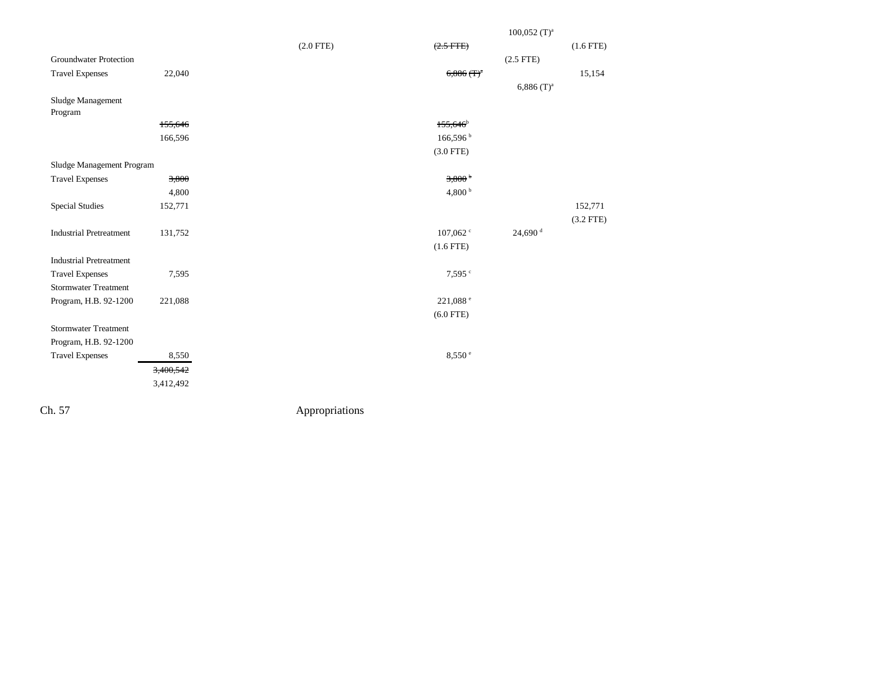| | Total | | | Cash Funds | Cash Funds Exempt | Federal Funds |
|---|---|---|---|---|---|---|
| | | | | | 100,052 (T)[a] | |
| | | | (2.0 FTE) | ~~(2.5 FTE)~~ | | (1.6 FTE) |
| Groundwater Protection | | | | | (2.5 FTE) | |
| Travel Expenses | 22,040 | | | ~~6,886 (T)[a]~~ | | 15,154 |
| | | | | | 6,886 (T)[a] | |
| Sludge Management Program | | | | | | |
| | ~~155,646~~ | | | ~~155,646~~[b] | | |
| | 166,596 | | | 166,596 [b] | | |
| | | | | (3.0 FTE) | | |
| Sludge Management Program | | | | | | |
| Travel Expenses | ~~3,800~~ | | | ~~3,800~~ [b] | | |
| | 4,800 | | | 4,800 [b] | | |
| Special Studies | 152,771 | | | | | 152,771 |
| | | | | | | (3.2 FTE) |
| Industrial Pretreatment | 131,752 | | | 107,062 [c] | 24,690 [d] | |
| | | | | (1.6 FTE) | | |
| Industrial Pretreatment | | | | | | |
| Travel Expenses | 7,595 | | | 7,595 [c] | | |
| Stormwater Treatment Program, H.B. 92-1200 | 221,088 | | | 221,088 [e] | | |
| | | | | (6.0 FTE) | | |
| Stormwater Treatment Program, H.B. 92-1200 | | | | | | |
| Travel Expenses | 8,550 | | | 8,550 [e] | | |
| | ~~3,400,542~~ | | | | | |
| | 3,412,492 | | | | | |

Ch. 57 Appropriations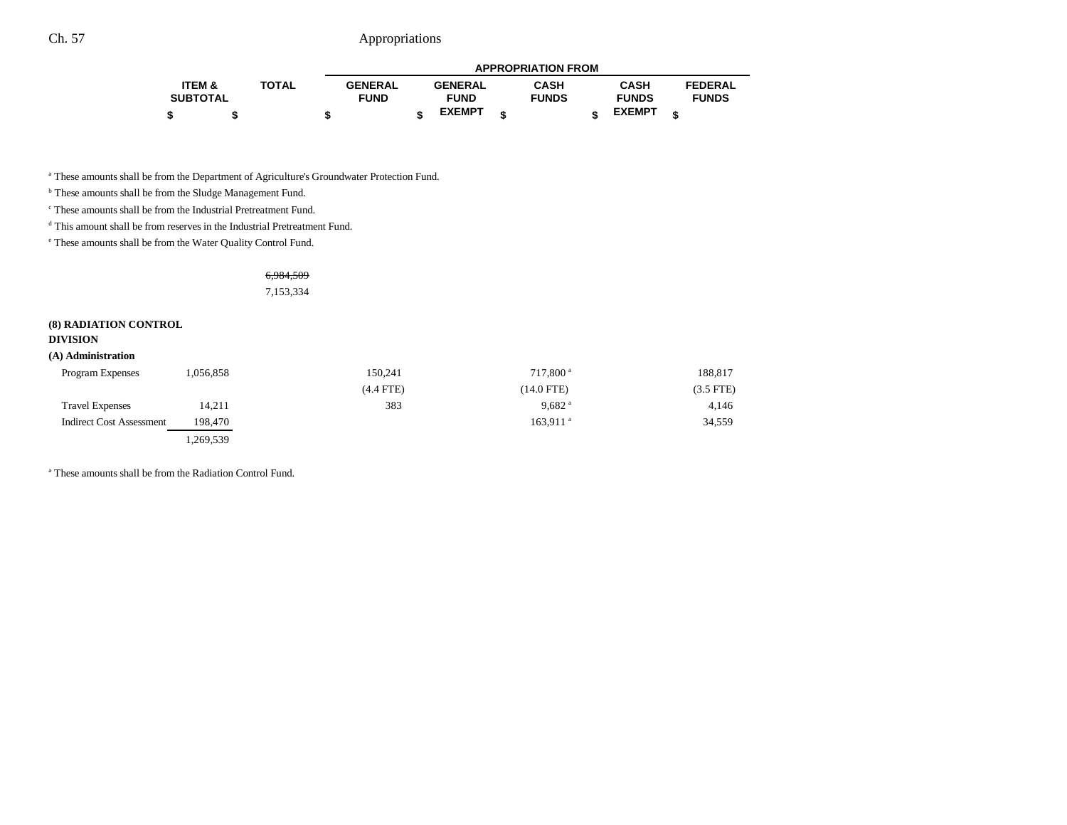| | ITEM & SUBTOTAL | TOTAL | GENERAL FUND | GENERAL FUND EXEMPT | CASH FUNDS | CASH FUNDS EXEMPT | FEDERAL FUNDS |
|---|---|---|---|---|---|---|---|
| | $ | $ | $ | $ | $ | $ | $ |

[a] These amounts shall be from the Department of Agriculture's Groundwater Protection Fund.

[b] These amounts shall be from the Sludge Management Fund.

[c] These amounts shall be from the Industrial Pretreatment Fund.

[d] This amount shall be from reserves in the Industrial Pretreatment Fund.

[e] These amounts shall be from the Water Quality Control Fund.

| | ITEM & SUBTOTAL | TOTAL | GENERAL FUND | GENERAL FUND EXEMPT | CASH FUNDS | CASH FUNDS EXEMPT | FEDERAL FUNDS |
|---|---|---|---|---|---|---|---|
| | | ~~6,984,509~~ | | | | | |
| | | 7,153,334 | | | | | |
| **(8) RADIATION CONTROL DIVISION** | | | | | | | |
| **(A) Administration** | | | | | | | |
| Program Expenses | 1,056,858 | | 150,241 | | 717,800[a] | | 188,817 |
| | | | (4.4 FTE) | | (14.0 FTE) | | (3.5 FTE) |
| Travel Expenses | 14,211 | | 383 | | 9,682[a] | | 4,146 |
| Indirect Cost Assessment | 198,470 | | | | 163,911[a] | | 34,559 |
| | 1,269,539 | | | | | | |

[a] These amounts shall be from the Radiation Control Fund.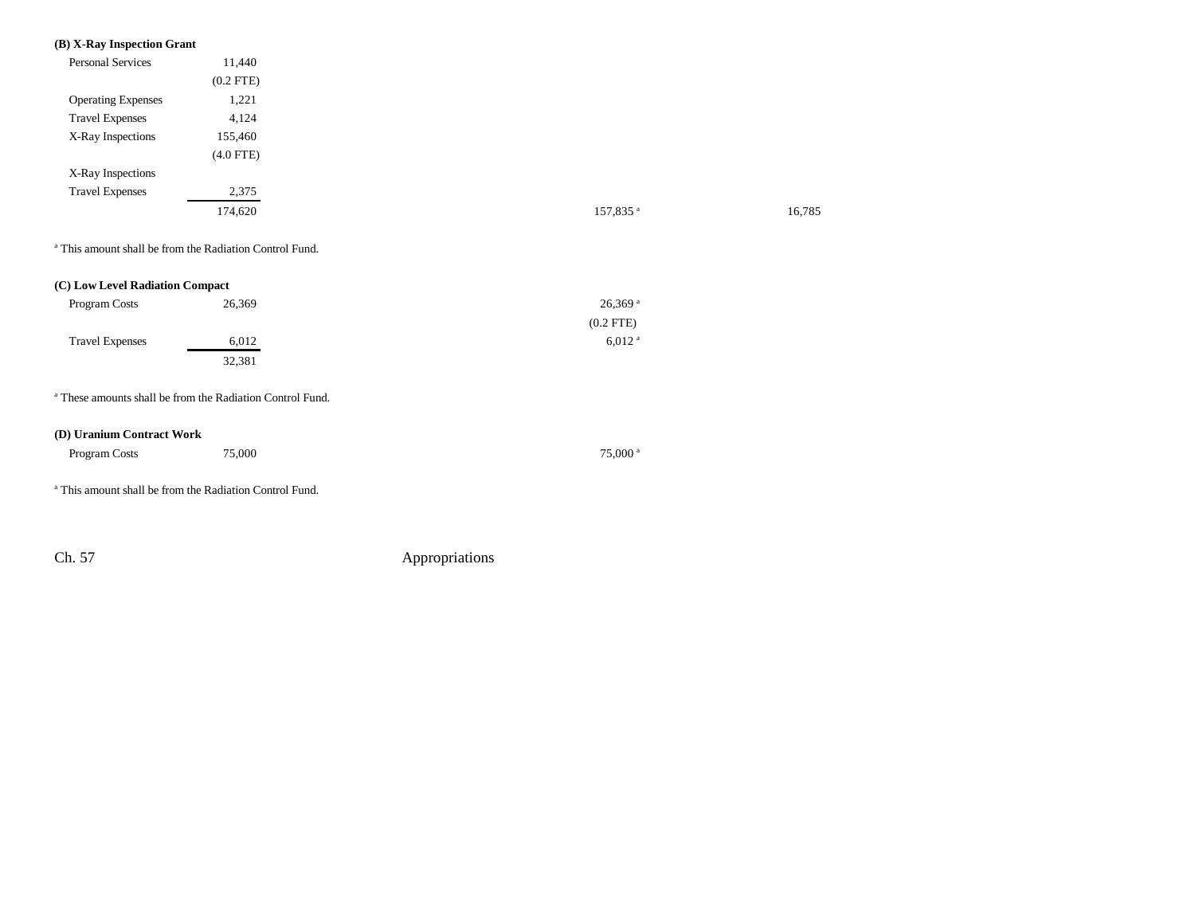**(B) X-Ray Inspection Grant**

| | | | | |
|---|---|---|---|---|
| Personal Services | 11,440 | | | |
| | (0.2 FTE) | | | |
| Operating Expenses | 1,221 | | | |
| Travel Expenses | 4,124 | | | |
| X-Ray Inspections | 155,460 | | | |
| | (4.0 FTE) | | | |
| X-Ray Inspections | | | | |
| Travel Expenses | 2,375 | | | |
| | 174,620 | | 157,835 [a] | 16,785 |

[a] This amount shall be from the Radiation Control Fund.

**(C) Low Level Radiation Compact**

| | | | |
|---|---|---|---|
| Program Costs | 26,369 | | 26,369 [a] |
| | | | (0.2 FTE) |
| Travel Expenses | 6,012 | | 6,012 [a] |
| | 32,381 | | |

[a] These amounts shall be from the Radiation Control Fund.

**(D) Uranium Contract Work**

| | | | |
|---|---|---|---|
| Program Costs | 75,000 | | 75,000 [a] |

[a] This amount shall be from the Radiation Control Fund.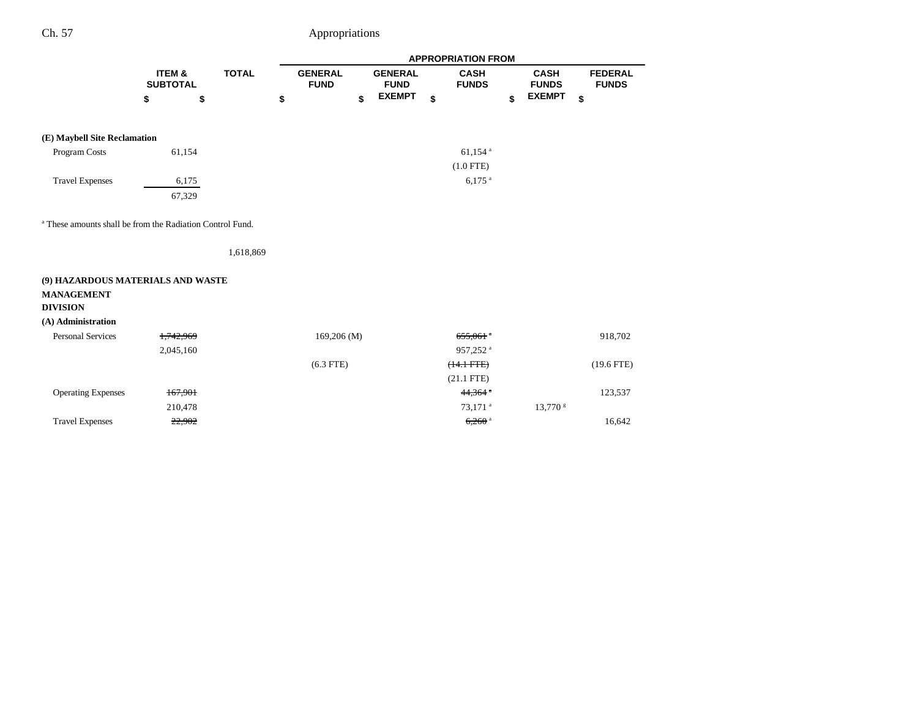| | ITEM & SUBTOTAL | TOTAL | APPROPRIATION FROM GENERAL FUND | GENERAL FUND EXEMPT | CASH FUNDS | CASH FUNDS EXEMPT | FEDERAL FUNDS |
|---|---|---|---|---|---|---|---|
| | $ | $ | $ | $ | $ | $ | $ |
| **(E) Maybell Site Reclamation** | | | | | | | |
| Program Costs | 61,154 | | | | 61,154 [a] | | |
| | | | | | (1.0 FTE) | | |
| Travel Expenses | 6,175 | | | | 6,175 [a] | | |
| | 67,329 | | | | | | |

[a] These amounts shall be from the Radiation Control Fund.

| | ITEM & SUBTOTAL | TOTAL | GENERAL FUND | GENERAL FUND EXEMPT | CASH FUNDS | CASH FUNDS EXEMPT | FEDERAL FUNDS |
|---|---|---|---|---|---|---|---|
| | | 1,618,869 | | | | | |
| **(9) HAZARDOUS MATERIALS AND WASTE MANAGEMENT DIVISION** | | | | | | | |
| **(A) Administration** | | | | | | | |
| Personal Services | ~~1,742,969~~ | | 169,206 (M) | | ~~655,061~~ [a] | | 918,702 |
| | 2,045,160 | | | | 957,252 [a] | | |
| | | | (6.3 FTE) | | ~~(14.1 FTE)~~ | | (19.6 FTE) |
| | | | | | (21.1 FTE) | | |
| Operating Expenses | ~~167,901~~ | | | | ~~44,364~~ [a] | | 123,537 |
| | 210,478 | | | | 73,171 [a] | 13,770 [g] | |
| Travel Expenses | ~~22,902~~ | | | | ~~6,260~~ [a] | | 16,642 |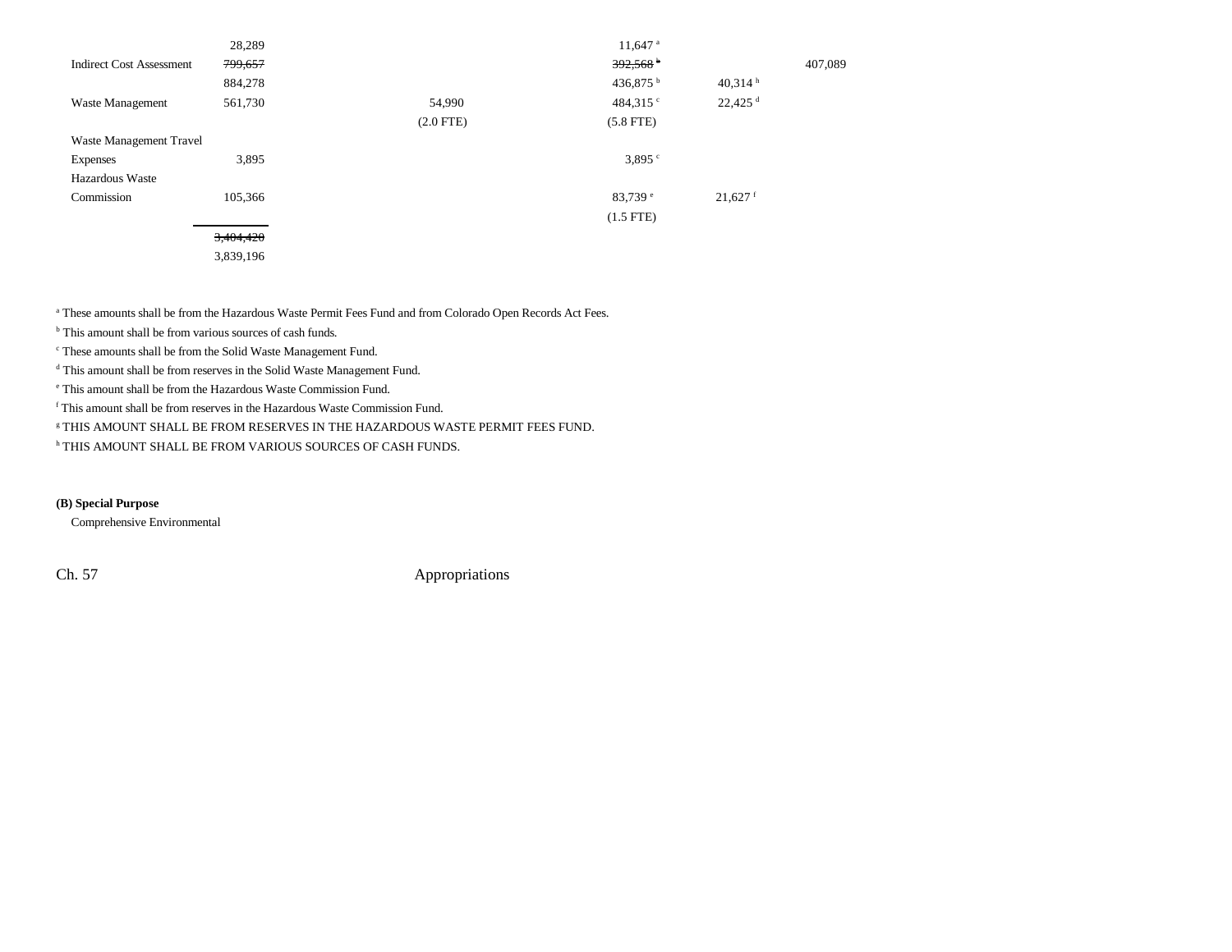| | | | | | |
|---|---|---|---|---|---|
| | 28,289 | | 11,647 [a] | | |
| Indirect Cost Assessment | ~~799,657~~ | | ~~392,568 [b]~~ | | 407,089 |
| | 884,278 | | 436,875 [b] | 40,314 [h] | |
| Waste Management | 561,730 | 54,990 | 484,315 [c] | 22,425 [d] | |
| | | (2.0 FTE) | (5.8 FTE) | | |
| Waste Management Travel Expenses | 3,895 | | 3,895 [c] | | |
| Hazardous Waste Commission | 105,366 | | 83,739 [e] | 21,627 [f] | |
| | | | (1.5 FTE) | | |
| | ~~3,404,420~~ | | | | |
| | 3,839,196 | | | | |

[a] These amounts shall be from the Hazardous Waste Permit Fees Fund and from Colorado Open Records Act Fees.

[b] This amount shall be from various sources of cash funds.

[c] These amounts shall be from the Solid Waste Management Fund.

[d] This amount shall be from reserves in the Solid Waste Management Fund.

[e] This amount shall be from the Hazardous Waste Commission Fund.

[f] This amount shall be from reserves in the Hazardous Waste Commission Fund.

[g] THIS AMOUNT SHALL BE FROM RESERVES IN THE HAZARDOUS WASTE PERMIT FEES FUND.

[h] THIS AMOUNT SHALL BE FROM VARIOUS SOURCES OF CASH FUNDS.

**(B) Special Purpose**

Comprehensive Environmental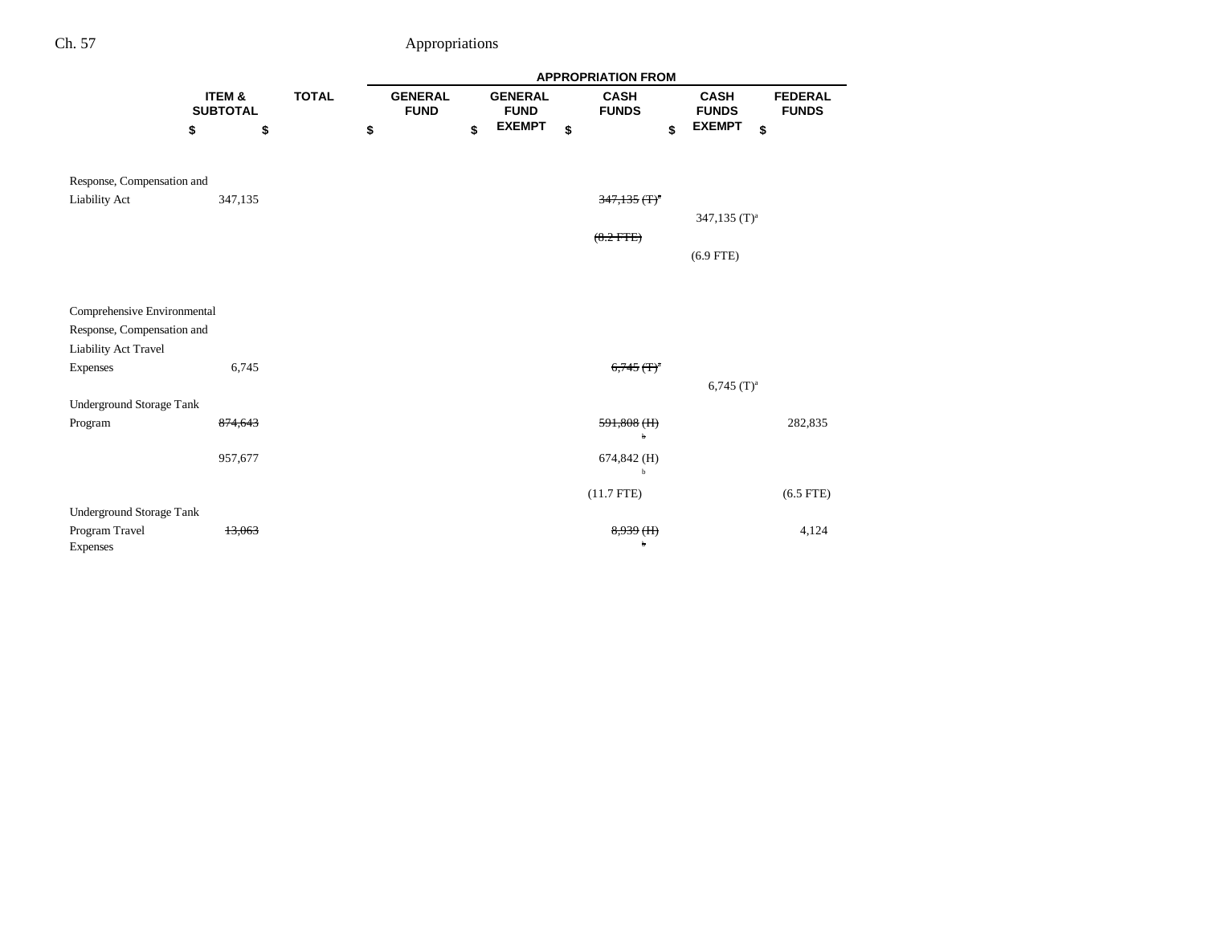| | ITEM & SUBTOTAL | TOTAL | GENERAL FUND | GENERAL FUND EXEMPT | CASH FUNDS | CASH FUNDS EXEMPT | FEDERAL FUNDS |
|---|---|---|---|---|---|---|---|
| | | | APPROPRIATION FROM | | | | |
| | $ | $ | $ | $ | $ | $ | $ |
| Response, Compensation and Liability Act | 347,135 | | | | ~~347,135 (T)[a]~~ | | |
| | | | | | | 347,135 (T)[a] | |
| | | | | | ~~(8.2 FTE)~~ | | |
| | | | | | | (6.9 FTE) | |
| Comprehensive Environmental Response, Compensation and Liability Act Travel Expenses | 6,745 | | | | ~~6,745 (T)[a]~~ | | |
| | | | | | | 6,745 (T)[a] | |
| Underground Storage Tank Program | ~~874,643~~ | | | | ~~591,808 (H)[b]~~ | | 282,835 |
| | 957,677 | | | | 674,842 (H)[b] | | |
| | | | | | (11.7 FTE) | | (6.5 FTE) |
| Underground Storage Tank Program Travel Expenses | ~~13,063~~ | | | | ~~8,939 (H)[b]~~ | | 4,124 |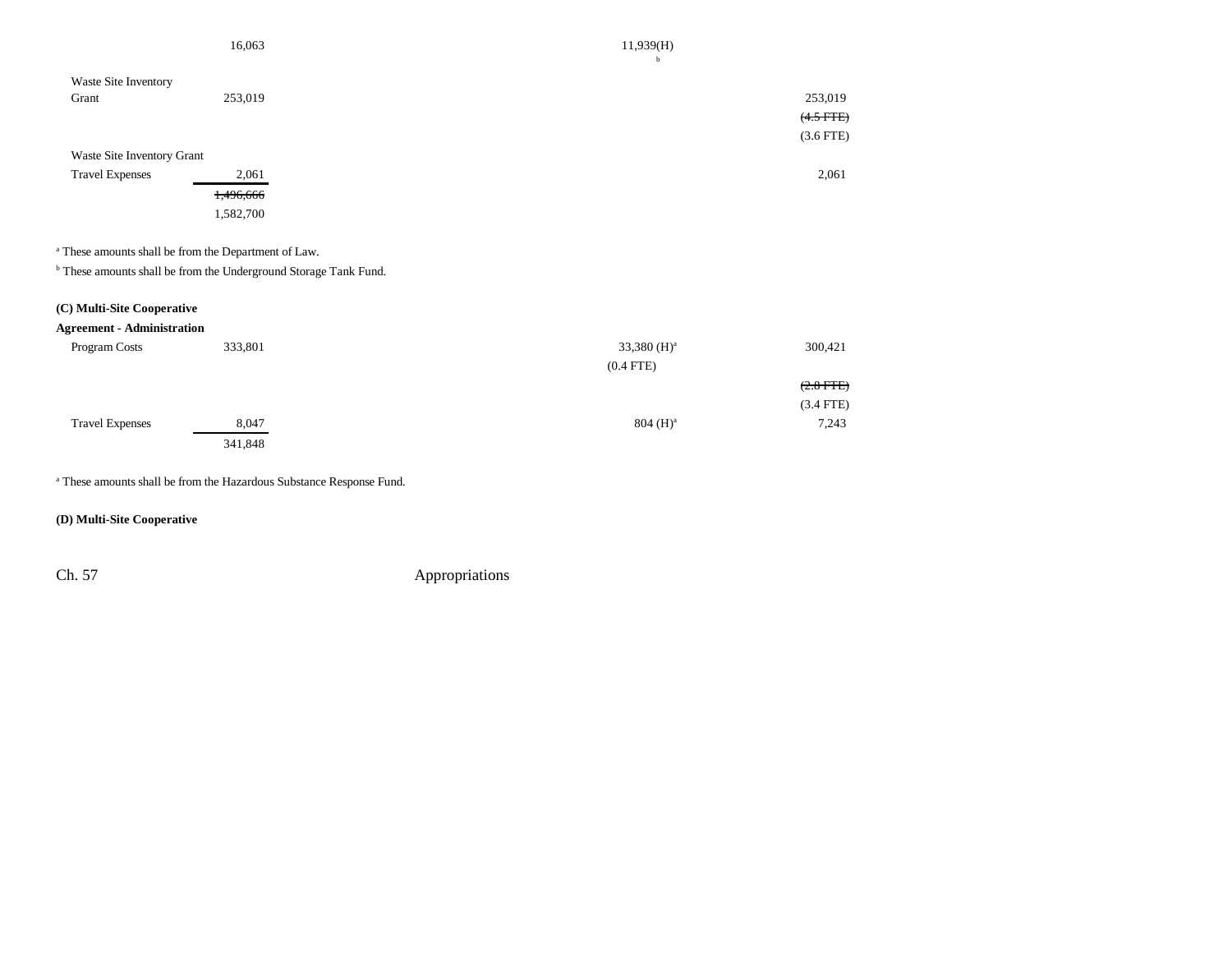| | | | | |
|---|---|---|---|---|
| | 16,063 | | 11,939(H)[b] | |
| Waste Site Inventory Grant | 253,019 | | | 253,019 |
| | | | | ~~(4.5 FTE)~~ |
| | | | | (3.6 FTE) |
| Waste Site Inventory Grant Travel Expenses | 2,061 | | | 2,061 |
| | ~~1,496,666~~ | | | |
| | 1,582,700 | | | |

[a] These amounts shall be from the Department of Law.

[b] These amounts shall be from the Underground Storage Tank Fund.

**(C) Multi-Site Cooperative Agreement - Administration**

| | | | | |
|---|---|---|---|---|
| Program Costs | 333,801 | | 33,380 (H)[a] | 300,421 |
| | | | (0.4 FTE) | |
| | | | | ~~(2.0 FTE)~~ |
| | | | | (3.4 FTE) |
| Travel Expenses | 8,047 | | 804 (H)[a] | 7,243 |
| | 341,848 | | | |

[a] These amounts shall be from the Hazardous Substance Response Fund.

**(D) Multi-Site Cooperative**

Ch. 57 Appropriations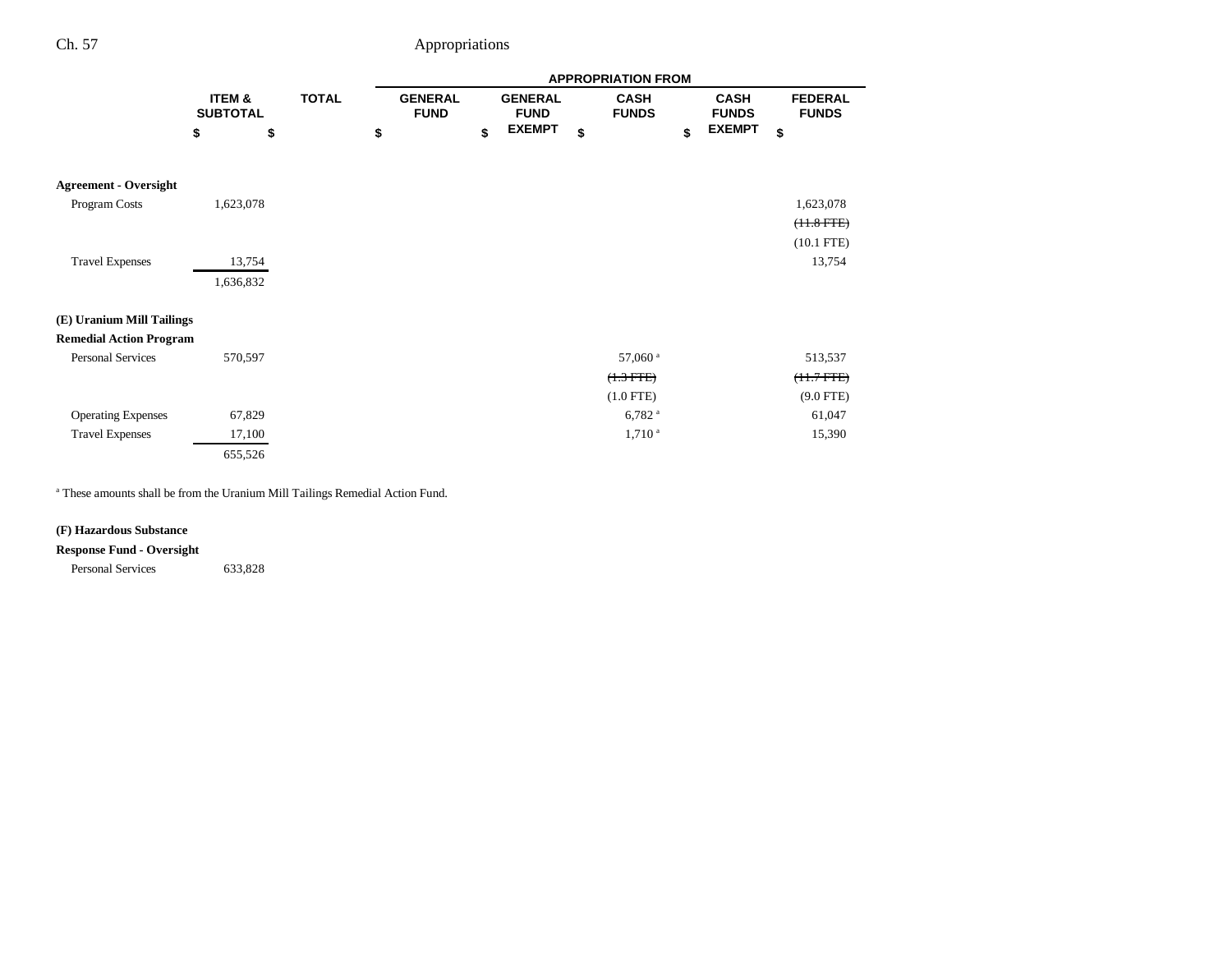| | ITEM & SUBTOTAL | TOTAL | APPROPRIATION FROM GENERAL FUND | GENERAL FUND EXEMPT | CASH FUNDS | CASH FUNDS EXEMPT | FEDERAL FUNDS |
|---|---|---|---|---|---|---|---|
| | $ | $ | $ | $ | $ | $ | $ |
| **Agreement - Oversight** | | | | | | | |
| Program Costs | 1,623,078 | | | | | | 1,623,078 |
| | | | | | | | ~~(11.8 FTE)~~ |
| | | | | | | | (10.1 FTE) |
| Travel Expenses | 13,754 | | | | | | 13,754 |
| | 1,636,832 | | | | | | |
| **(E) Uranium Mill Tailings Remedial Action Program** | | | | | | | |
| Personal Services | 570,597 | | | | 57,060 [a] | | 513,537 |
| | | | | | ~~(1.3 FTE)~~ | | ~~(11.7 FTE)~~ |
| | | | | | (1.0 FTE) | | (9.0 FTE) |
| Operating Expenses | 67,829 | | | | 6,782 [a] | | 61,047 |
| Travel Expenses | 17,100 | | | | 1,710 [a] | | 15,390 |
| | 655,526 | | | | | | |

[a] These amounts shall be from the Uranium Mill Tailings Remedial Action Fund.

| | ITEM & SUBTOTAL | TOTAL | GENERAL FUND | GENERAL FUND EXEMPT | CASH FUNDS | CASH FUNDS EXEMPT | FEDERAL FUNDS |
|---|---|---|---|---|---|---|---|
| **(F) Hazardous Substance Response Fund - Oversight** | | | | | | | |
| Personal Services | 633,828 | | | | | | |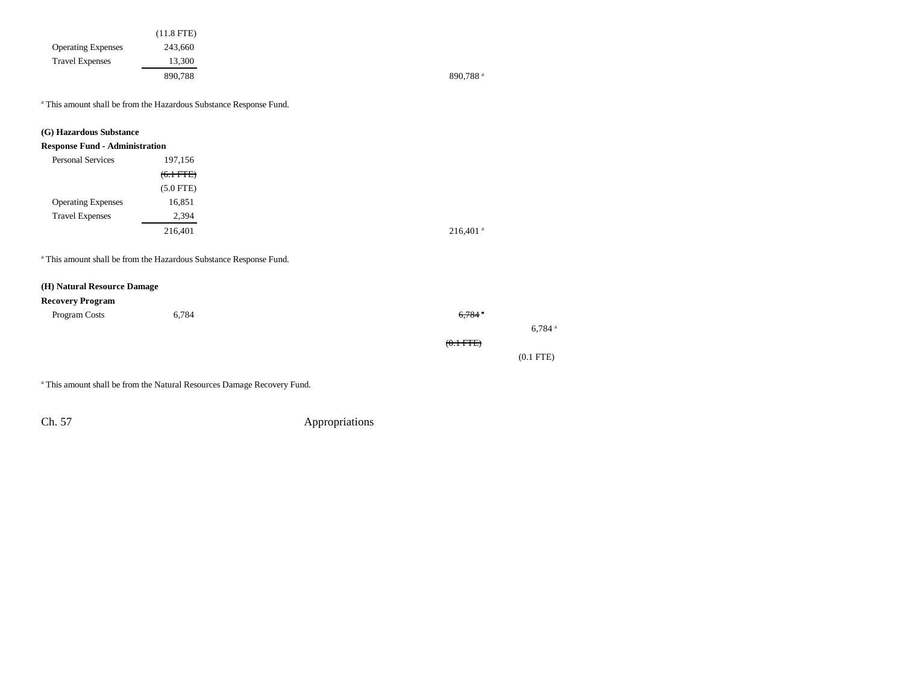| | | |
|---|---|---|
| | (11.8 FTE) | |
| Operating Expenses | 243,660 | |
| Travel Expenses | 13,300 | |
| | 890,788 | 890,788 [a] |

[a] This amount shall be from the Hazardous Substance Response Fund.

**(G) Hazardous Substance Response Fund - Administration**

| | | |
|---|---|---|
| Personal Services | 197,156 | |
| | ~~(6.1 FTE)~~ | |
| | (5.0 FTE) | |
| Operating Expenses | 16,851 | |
| Travel Expenses | 2,394 | |
| | 216,401 | 216,401 [a] |

[a] This amount shall be from the Hazardous Substance Response Fund.

**(H) Natural Resource Damage Recovery Program**

| | | | |
|---|---|---|---|
| Program Costs | 6,784 | ~~6,784 [a]~~ | |
| | | | 6,784 [a] |
| | | ~~(0.1 FTE)~~ | |
| | | | (0.1 FTE) |

[a] This amount shall be from the Natural Resources Damage Recovery Fund.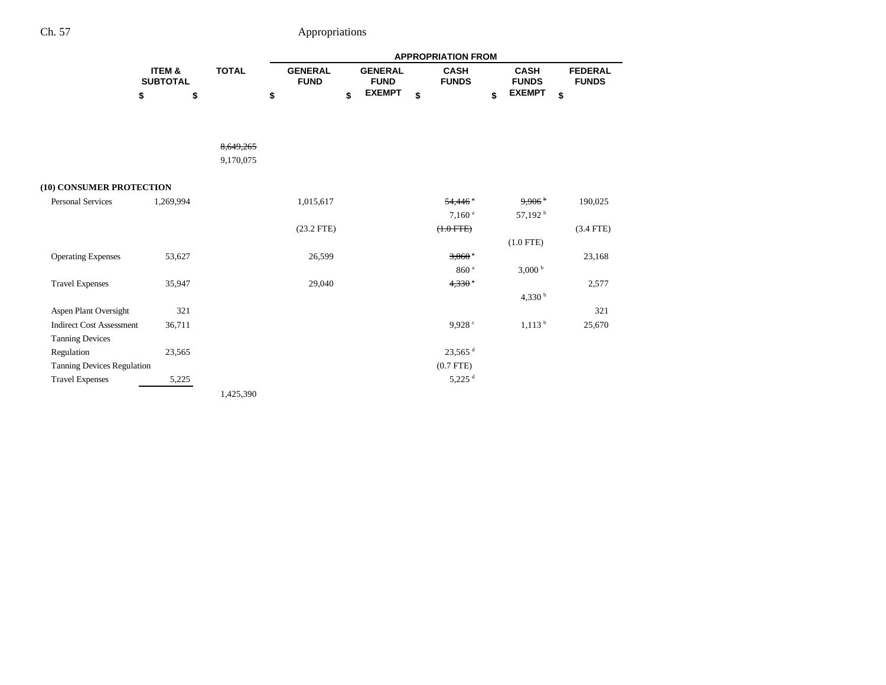| | ITEM & SUBTOTAL | TOTAL | APPROPRIATION FROM | | | | |
|---|---|---|---|---|---|---|---|
| | | | GENERAL FUND | GENERAL FUND EXEMPT | CASH FUNDS | CASH FUNDS EXEMPT | FEDERAL FUNDS |
| | $ | $ | $ | $ | $ | $ | $ |
| | | ~~8,649,265~~ | | | | | |
| | | 9,170,075 | | | | | |
| **(10) CONSUMER PROTECTION** | | | | | | | |
| Personal Services | 1,269,994 | | 1,015,617 | | ~~54,446 [a]~~ | ~~9,906 [b]~~ | 190,025 |
| | | | | | 7,160 [a] | 57,192 [b] | |
| | | | (23.2 FTE) | | ~~(1.0 FTE)~~ | | (3.4 FTE) |
| | | | | | | (1.0 FTE) | |
| Operating Expenses | 53,627 | | 26,599 | | ~~3,860 [a]~~ | | 23,168 |
| | | | | | 860 [a] | 3,000 [b] | |
| Travel Expenses | 35,947 | | 29,040 | | ~~4,330 [a]~~ | | 2,577 |
| | | | | | | 4,330 [b] | |
| Aspen Plant Oversight | 321 | | | | | | 321 |
| Indirect Cost Assessment | 36,711 | | | | 9,928 [c] | 1,113 [b] | 25,670 |
| Tanning Devices Regulation | 23,565 | | | | 23,565 [d] | | |
| | | | | | (0.7 FTE) | | |
| Tanning Devices Regulation Travel Expenses | 5,225 | | | | 5,225 [d] | | |
| | | 1,425,390 | | | | | |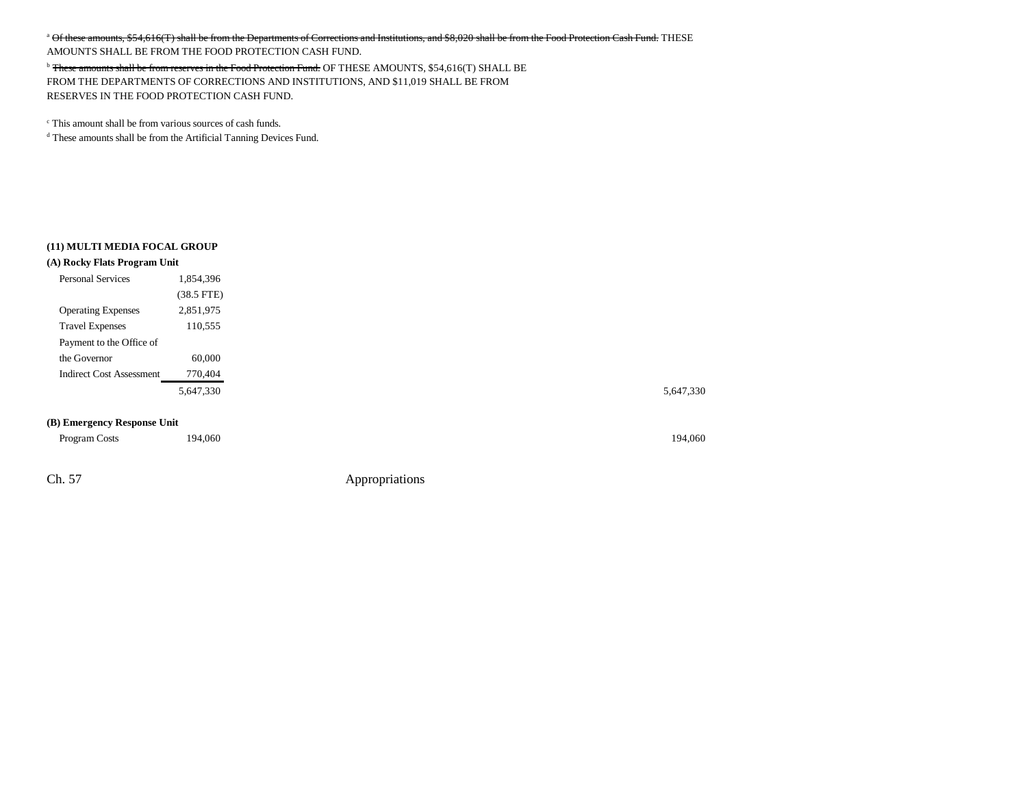[a] ~~Of these amounts, $54,616(T) shall be from the Departments of Corrections and Institutions, and $8,020 shall be from the Food Protection Cash Fund.~~ THESE AMOUNTS SHALL BE FROM THE FOOD PROTECTION CASH FUND.

[b] ~~These amounts shall be from reserves in the Food Protection Fund.~~ OF THESE AMOUNTS, $54,616(T) SHALL BE FROM THE DEPARTMENTS OF CORRECTIONS AND INSTITUTIONS, AND $11,019 SHALL BE FROM RESERVES IN THE FOOD PROTECTION CASH FUND.

[c] This amount shall be from various sources of cash funds.

[d] These amounts shall be from the Artificial Tanning Devices Fund.

**(11) MULTI MEDIA FOCAL GROUP**

**(A) Rocky Flats Program Unit**

| | | |
|---|---|---|
| Personal Services | 1,854,396 | |
| | (38.5 FTE) | |
| Operating Expenses | 2,851,975 | |
| Travel Expenses | 110,555 | |
| Payment to the Office of the Governor | 60,000 | |
| Indirect Cost Assessment | 770,404 | |
| | 5,647,330 | 5,647,330 |

**(B) Emergency Response Unit**

| | | |
|---|---|---|
| Program Costs | 194,060 | 194,060 |

Ch. 57 Appropriations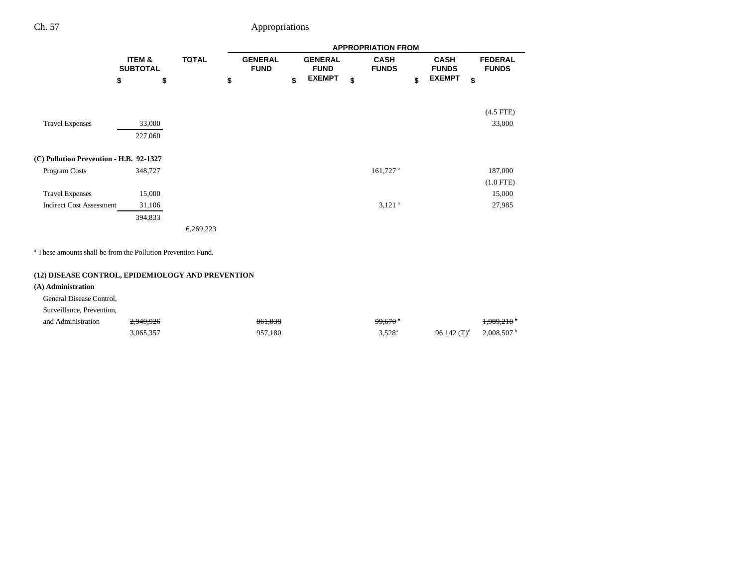| | ITEM & SUBTOTAL | TOTAL | GENERAL FUND | GENERAL FUND EXEMPT | CASH FUNDS | CASH FUNDS EXEMPT | FEDERAL FUNDS |
|---|---|---|---|---|---|---|---|
| | | | APPROPRIATION FROM | | | | |
| | $ | $ | $ | $ | $ | $ | $ |
| | | | | | | | (4.5 FTE) |
| Travel Expenses | 33,000 | | | | | | 33,000 |
| | 227,060 | | | | | | |
| **(C) Pollution Prevention - H.B. 92-1327** | | | | | | | |
| Program Costs | 348,727 | | | | 161,727 [a] | | 187,000 |
| | | | | | | | (1.0 FTE) |
| Travel Expenses | 15,000 | | | | | | 15,000 |
| Indirect Cost Assessment | 31,106 | | | | 3,121 [a] | | 27,985 |
| | 394,833 | | | | | | |
| | | 6,269,223 | | | | | |

[a] These amounts shall be from the Pollution Prevention Fund.

**(12) DISEASE CONTROL, EPIDEMIOLOGY AND PREVENTION**

**(A) Administration**

| | ITEM & SUBTOTAL | TOTAL | GENERAL FUND | GENERAL FUND EXEMPT | CASH FUNDS | CASH FUNDS EXEMPT | FEDERAL FUNDS |
|---|---|---|---|---|---|---|---|
| General Disease Control, Surveillance, Prevention, and Administration | ~~2,949,926~~ | | ~~861,038~~ | | ~~99,670~~ [a] | | ~~1,989,218~~ [b] |
| | 3,065,357 | | 957,180 | | 3,528[a] | 96,142 (T)[d] | 2,008,507 [b] |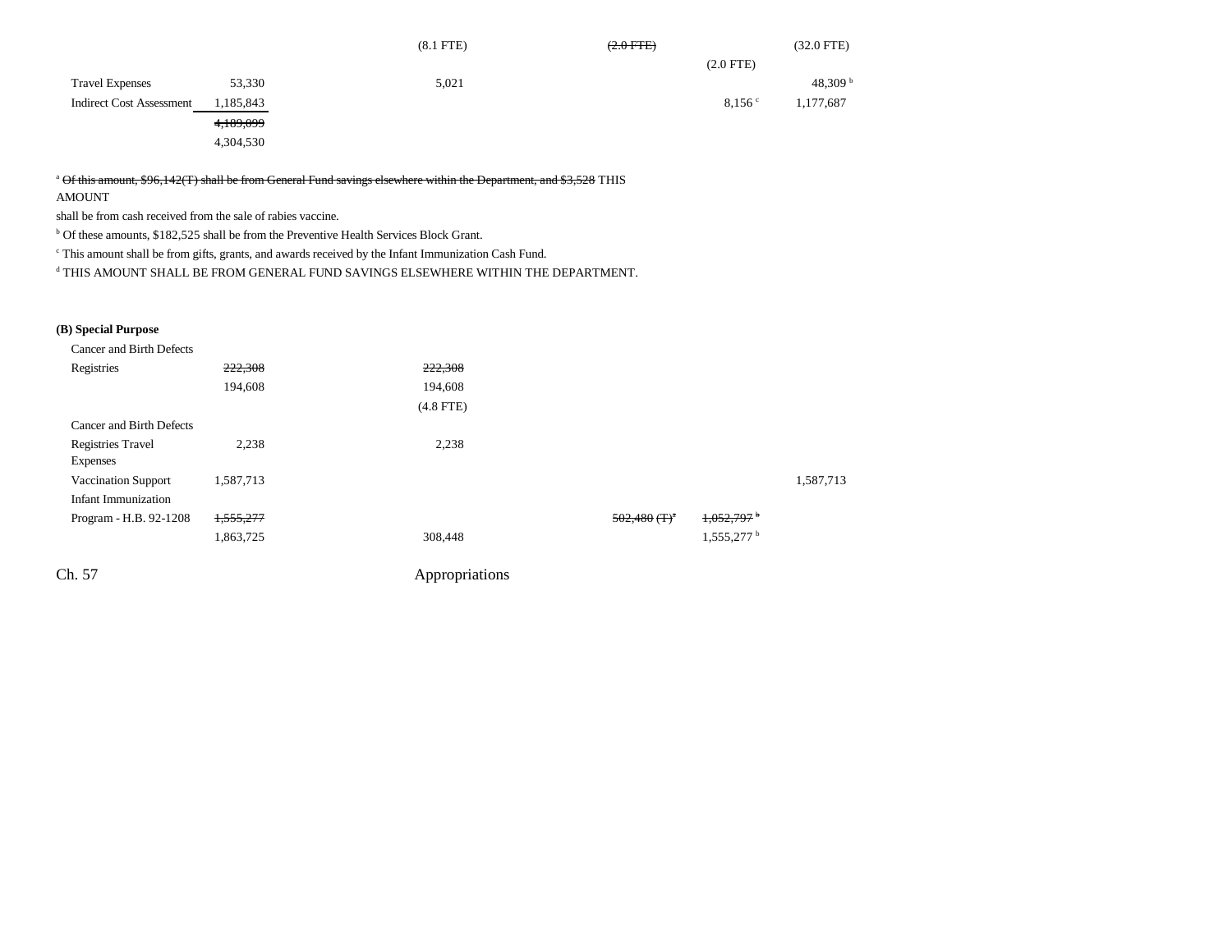| | Total | General Fund | Cash Funds | Cash Funds Exempt | Federal Funds |
|---|---|---|---|---|---|
| | | (8.1 FTE) | ~~(2.0 FTE)~~ | | (32.0 FTE) |
| | | | | (2.0 FTE) | |
| Travel Expenses | 53,330 | 5,021 | | | 48,309 [b] |
| Indirect Cost Assessment | 1,185,843 | | | 8,156 [c] | 1,177,687 |
| | ~~4,189,099~~ | | | | |
| | 4,304,530 | | | | |

[a] ~~Of this amount, $96,142(T) shall be from General Fund savings elsewhere within the Department, and $3,528~~ THIS AMOUNT shall be from cash received from the sale of rabies vaccine.
[b] Of these amounts, $182,525 shall be from the Preventive Health Services Block Grant.
[c] This amount shall be from gifts, grants, and awards received by the Infant Immunization Cash Fund.
[d] THIS AMOUNT SHALL BE FROM GENERAL FUND SAVINGS ELSEWHERE WITHIN THE DEPARTMENT.

**(B) Special Purpose**

| | Total | General Fund | Cash Funds | Cash Funds Exempt | Federal Funds |
|---|---|---|---|---|---|
| Cancer and Birth Defects Registries | ~~222,308~~ | ~~222,308~~ | | | |
| | 194,608 | 194,608 | | | |
| | | (4.8 FTE) | | | |
| Cancer and Birth Defects Registries Travel Expenses | 2,238 | 2,238 | | | |
| Vaccination Support | 1,587,713 | | | | 1,587,713 |
| Infant Immunization Program - H.B. 92-1208 | ~~1,555,277~~ | | ~~502,480 (T)[a]~~ | ~~1,052,797 [b]~~ | |
| | 1,863,725 | 308,448 | | 1,555,277 [b] | |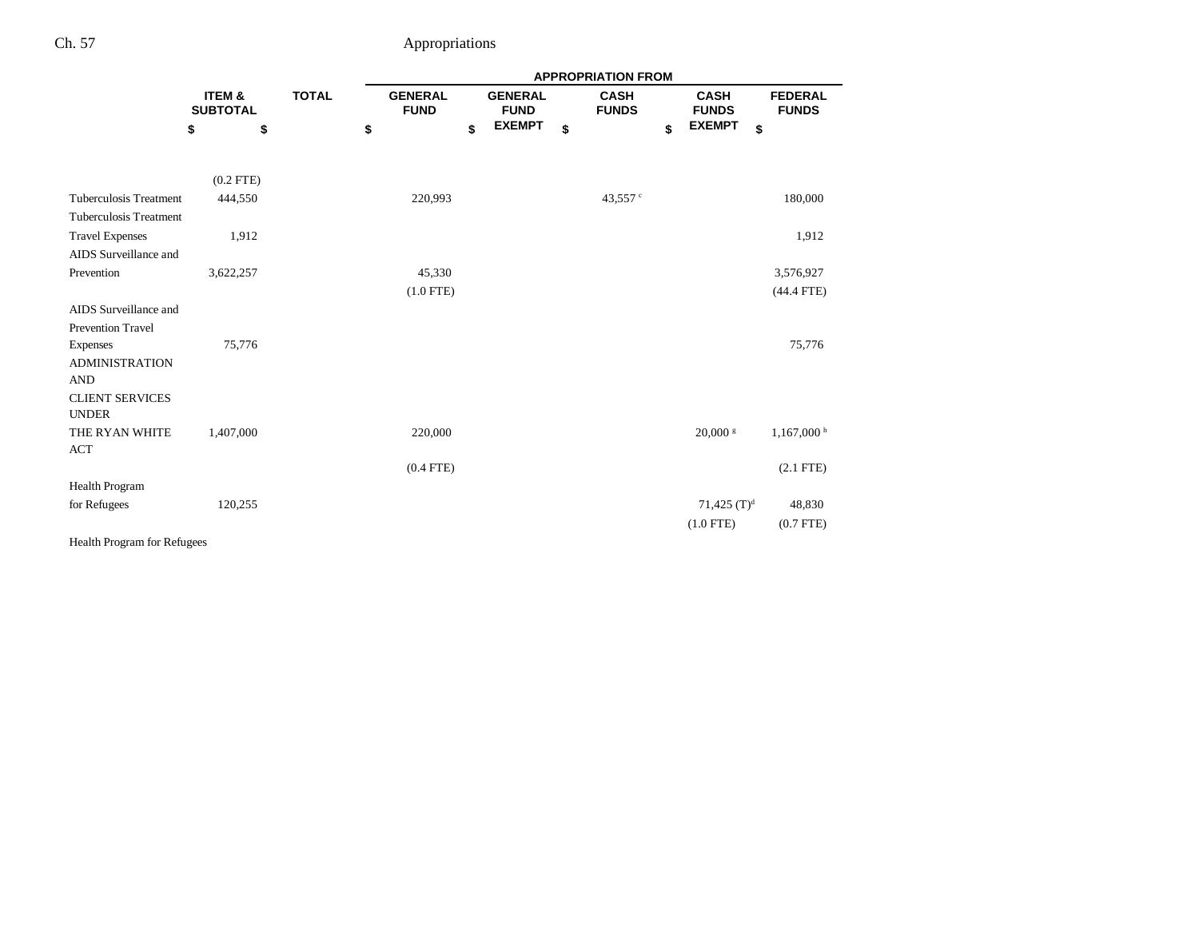| | ITEM & SUBTOTAL | TOTAL | GENERAL FUND | GENERAL FUND EXEMPT | CASH FUNDS | CASH FUNDS EXEMPT | FEDERAL FUNDS |
|---|---|---|---|---|---|---|---|
| | $ | $ | $ | $ | $ | $ | $ |
| | (0.2 FTE) | | | | | | |
| Tuberculosis Treatment | 444,550 | | 220,993 | | 43,557 [c] | | 180,000 |
| Tuberculosis Treatment Travel Expenses | 1,912 | | | | | | 1,912 |
| AIDS Surveillance and Prevention | 3,622,257 | | 45,330 | | | | 3,576,927 |
| | | | (1.0 FTE) | | | | (44.4 FTE) |
| AIDS Surveillance and Prevention Travel Expenses | 75,776 | | | | | | 75,776 |
| ADMINISTRATION AND CLIENT SERVICES UNDER THE RYAN WHITE ACT | 1,407,000 | | 220,000 | | | 20,000 [g] | 1,167,000 [h] |
| | | | (0.4 FTE) | | | | (2.1 FTE) |
| Health Program for Refugees | 120,255 | | | | | 71,425 (T)[d] | 48,830 |
| | | | | | | (1.0 FTE) | (0.7 FTE) |
| Health Program for Refugees | | | | | | | |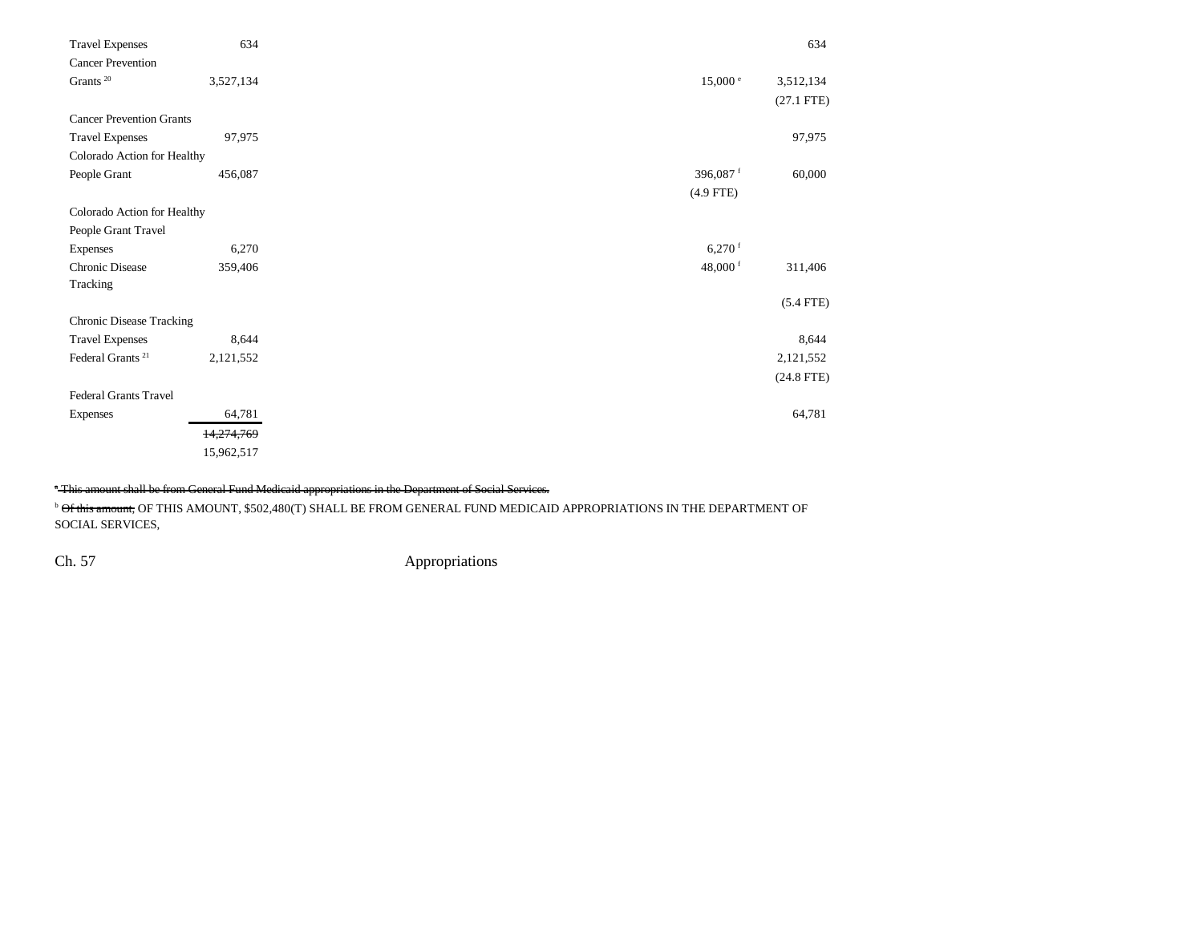| | | | | | |
|---|---|---|---|---|---|
| Travel Expenses | 634 | | | | 634 |
| Cancer Prevention Grants [20] | 3,527,134 | | | 15,000 [e] | 3,512,134 (27.1 FTE) |
| Cancer Prevention Grants Travel Expenses | 97,975 | | | | 97,975 |
| Colorado Action for Healthy People Grant | 456,087 | | | 396,087 [f] (4.9 FTE) | 60,000 |
| Colorado Action for Healthy People Grant Travel Expenses | 6,270 | | | 6,270 [f] | |
| Chronic Disease Tracking | 359,406 | | | 48,000 [f] | 311,406 (5.4 FTE) |
| Chronic Disease Tracking Travel Expenses | 8,644 | | | | 8,644 |
| Federal Grants [21] | 2,121,552 | | | | 2,121,552 (24.8 FTE) |
| Federal Grants Travel Expenses | 64,781 | | | | 64,781 |
| | ~~14,274,769~~ 15,962,517 | | | | |

~~[a] This amount shall be from General Fund Medicaid appropriations in the Department of Social Services.~~

[b] ~~Of this amount,~~ OF THIS AMOUNT, $502,480(T) SHALL BE FROM GENERAL FUND MEDICAID APPROPRIATIONS IN THE DEPARTMENT OF SOCIAL SERVICES,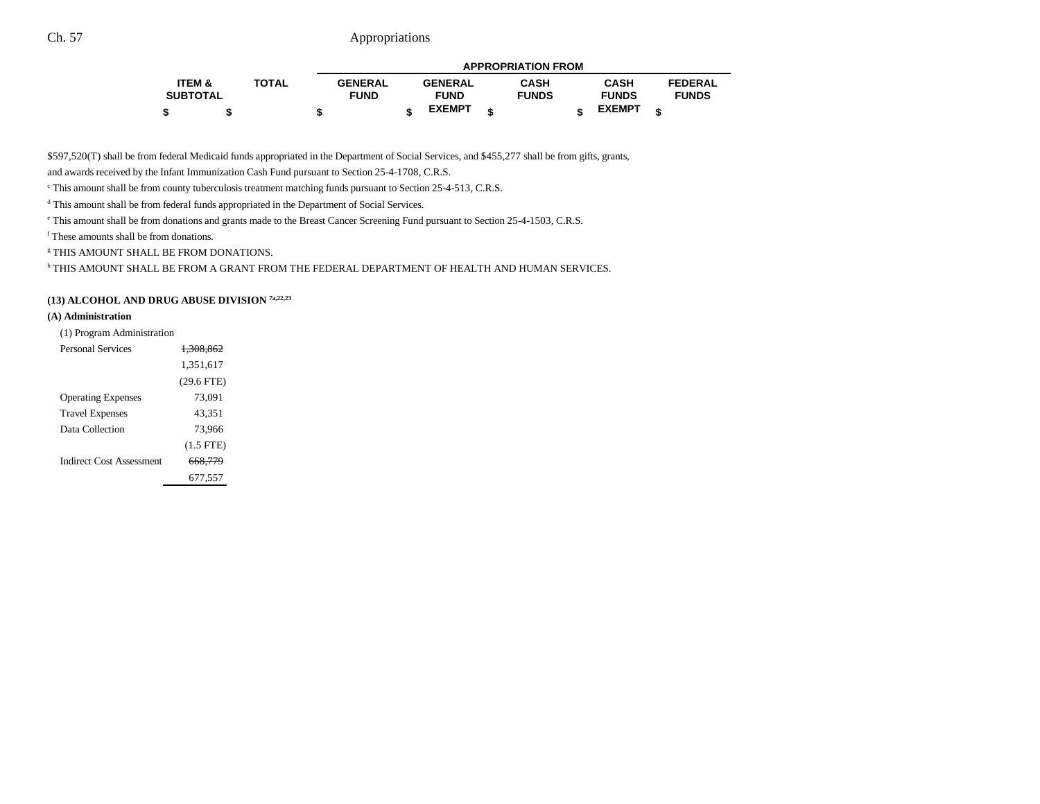| ITEM & SUBTOTAL | TOTAL | GENERAL FUND | GENERAL FUND EXEMPT | CASH FUNDS | CASH FUNDS EXEMPT | FEDERAL FUNDS |
|---|---|---|---|---|---|---|
| $ | $ | $ | $ | $ | $ | $ |

$597,520(T) shall be from federal Medicaid funds appropriated in the Department of Social Services, and $455,277 shall be from gifts, grants, and awards received by the Infant Immunization Cash Fund pursuant to Section 25-4-1708, C.R.S.

[c] This amount shall be from county tuberculosis treatment matching funds pursuant to Section 25-4-513, C.R.S.

[d] This amount shall be from federal funds appropriated in the Department of Social Services.

[e] This amount shall be from donations and grants made to the Breast Cancer Screening Fund pursuant to Section 25-4-1503, C.R.S.

[f] These amounts shall be from donations.

[g] THIS AMOUNT SHALL BE FROM DONATIONS.

[h] THIS AMOUNT SHALL BE FROM A GRANT FROM THE FEDERAL DEPARTMENT OF HEALTH AND HUMAN SERVICES.

**(13) ALCOHOL AND DRUG ABUSE DIVISION [7a,22,23]**

**(A) Administration**

| | ITEM & SUBTOTAL |
|---|---|
| (1) Program Administration | |
| Personal Services | ~~1,308,862~~ |
| | 1,351,617 |
| | (29.6 FTE) |
| Operating Expenses | 73,091 |
| Travel Expenses | 43,351 |
| Data Collection | 73,966 |
| | (1.5 FTE) |
| Indirect Cost Assessment | ~~668,779~~ |
| | 677,557 |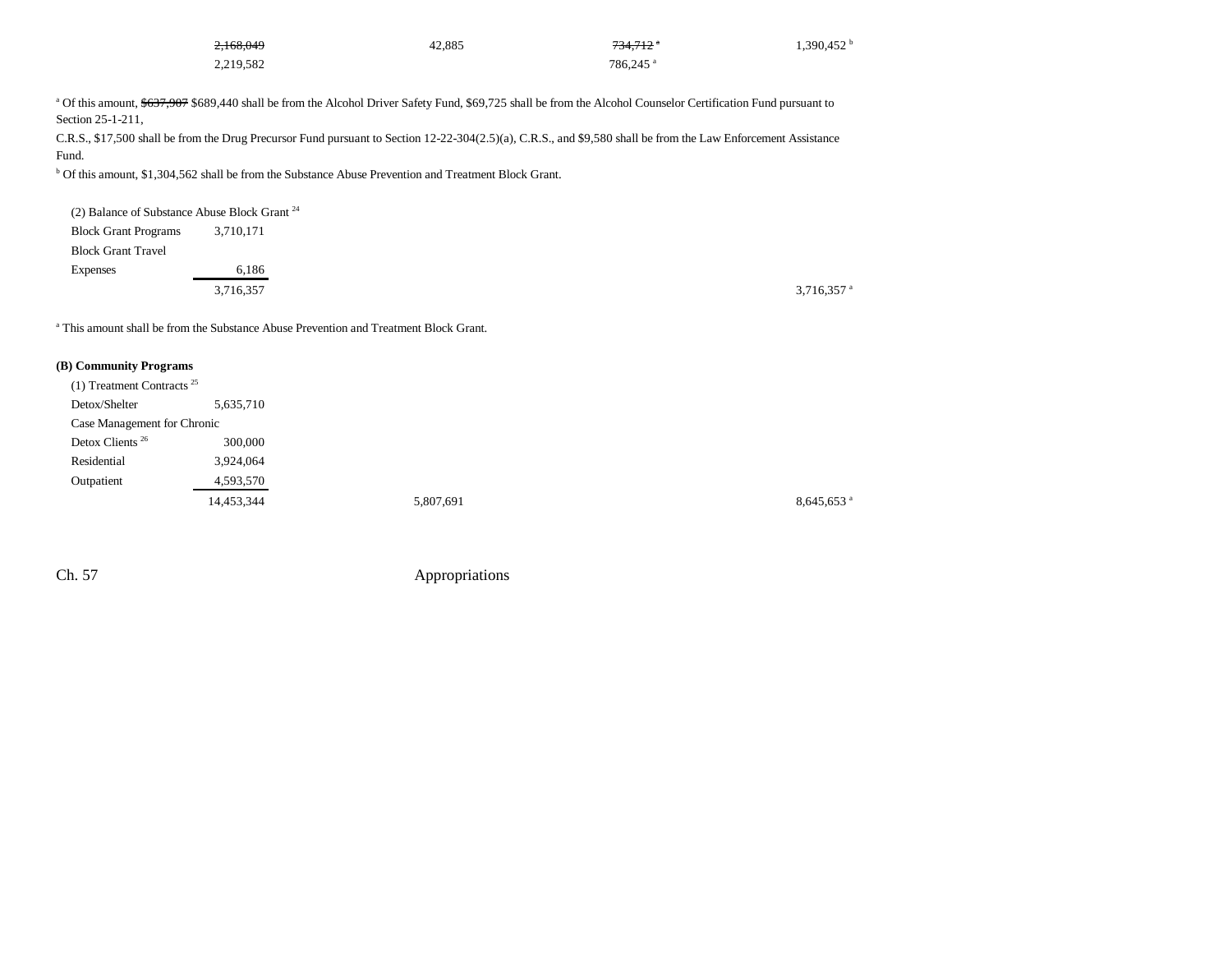| | | | | |
|---|---|---|---|---|
| | ~~2,168,049~~ | 42,885 | ~~734,712~~ [a] | 1,390,452 [b] |
| | 2,219,582 | | 786,245 [a] | |

[a] Of this amount, ~~$637,907~~ $689,440 shall be from the Alcohol Driver Safety Fund, $69,725 shall be from the Alcohol Counselor Certification Fund pursuant to Section 25-1-211,
C.R.S., $17,500 shall be from the Drug Precursor Fund pursuant to Section 12-22-304(2.5)(a), C.R.S., and $9,580 shall be from the Law Enforcement Assistance Fund.
[b] Of this amount, $1,304,562 shall be from the Substance Abuse Prevention and Treatment Block Grant.

(2) Balance of Substance Abuse Block Grant [24]

| | | | | |
|---|---|---|---|---|
| Block Grant Programs | 3,710,171 | | | |
| Block Grant Travel Expenses | 6,186 | | | |
| | 3,716,357 | | | 3,716,357 [a] |

[a] This amount shall be from the Substance Abuse Prevention and Treatment Block Grant.

**(B) Community Programs**

(1) Treatment Contracts [25]

| | | | | |
|---|---|---|---|---|
| Detox/Shelter | 5,635,710 | | | |
| Case Management for Chronic Detox Clients [26] | 300,000 | | | |
| Residential | 3,924,064 | | | |
| Outpatient | 4,593,570 | | | |
| | 14,453,344 | 5,807,691 | | 8,645,653 [a] |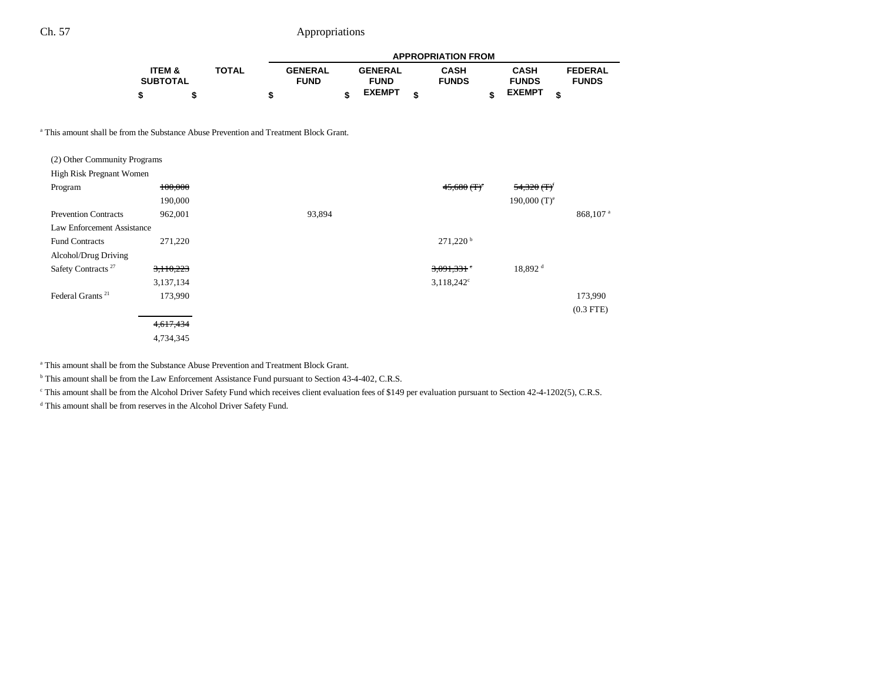| | ITEM & SUBTOTAL | TOTAL | APPROPRIATION FROM GENERAL FUND | GENERAL FUND EXEMPT | CASH FUNDS | CASH FUNDS EXEMPT | FEDERAL FUNDS |
|---|---|---|---|---|---|---|---|
| | $ | $ | $ | $ | $ | $ | $ |

[a] This amount shall be from the Substance Abuse Prevention and Treatment Block Grant.

| | ITEM & SUBTOTAL | TOTAL | GENERAL FUND | GENERAL FUND EXEMPT | CASH FUNDS | CASH FUNDS EXEMPT | FEDERAL FUNDS |
|---|---|---|---|---|---|---|---|
| (2) Other Community Programs | | | | | | | |
| High Risk Pregnant Women Program | ~~100,000~~ 190,000 | | | | ~~45,680 (T)[e]~~ | ~~54,320 (T)[f]~~ 190,000 (T)[e] | |
| Prevention Contracts | 962,001 | | 93,894 | | | | 868,107 [a] |
| Law Enforcement Assistance Fund Contracts | 271,220 | | | | 271,220 [b] | | |
| Alcohol/Drug Driving Safety Contracts [27] | ~~3,110,223~~ 3,137,134 | | | | ~~3,091,331 [c]~~ 3,118,242[c] | 18,892 [d] | |
| Federal Grants [21] | 173,990 | | | | | | 173,990 (0.3 FTE) |
| | ~~4,617,434~~ 4,734,345 | | | | | | |

[a] This amount shall be from the Substance Abuse Prevention and Treatment Block Grant.

[b] This amount shall be from the Law Enforcement Assistance Fund pursuant to Section 43-4-402, C.R.S.

[c] This amount shall be from the Alcohol Driver Safety Fund which receives client evaluation fees of $149 per evaluation pursuant to Section 42-4-1202(5), C.R.S.

[d] This amount shall be from reserves in the Alcohol Driver Safety Fund.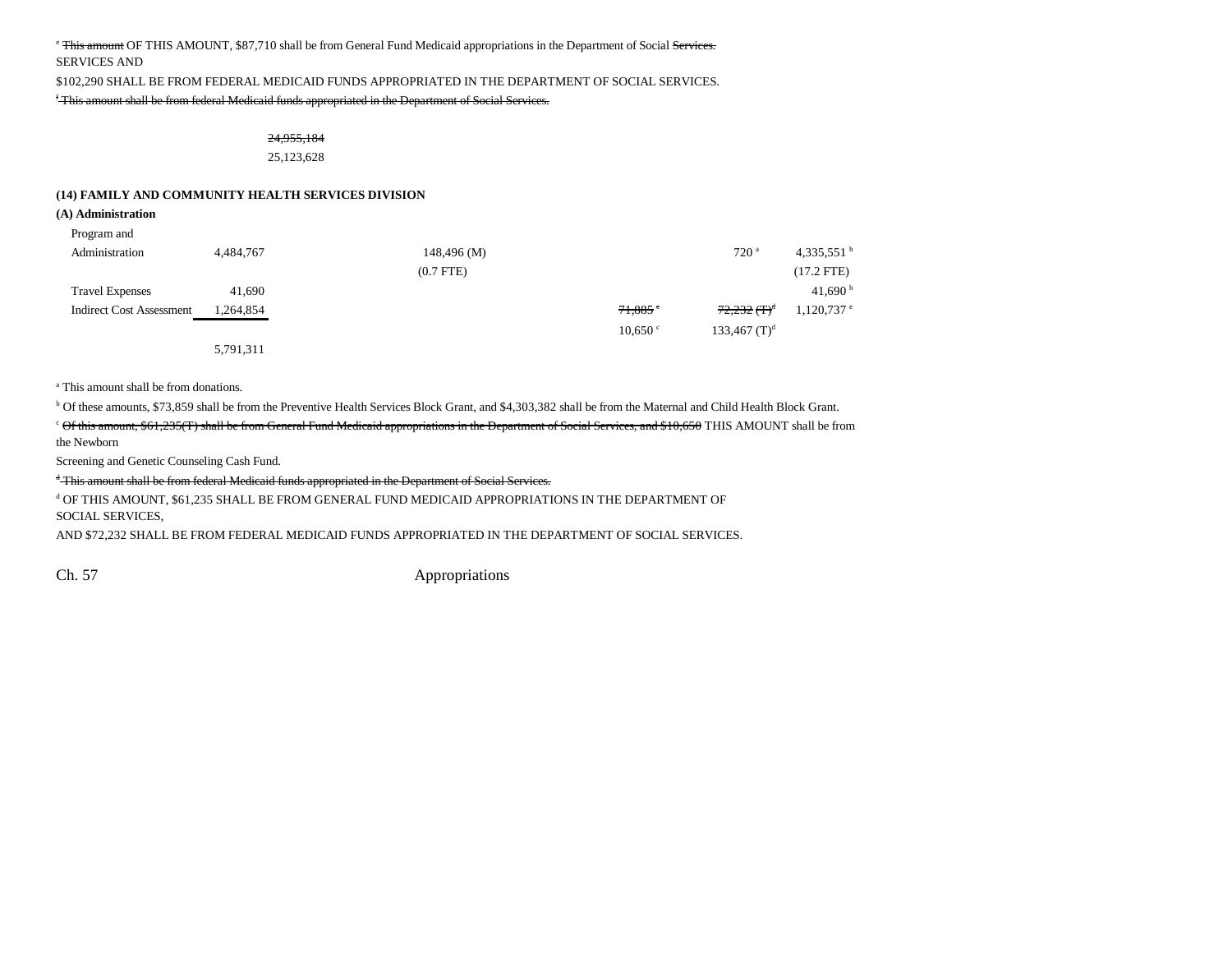[e] ~~This amount~~ OF THIS AMOUNT, $87,710 shall be from General Fund Medicaid appropriations in the Department of Social ~~Services.~~ SERVICES AND

$102,290 SHALL BE FROM FEDERAL MEDICAID FUNDS APPROPRIATED IN THE DEPARTMENT OF SOCIAL SERVICES.

~~[f] This amount shall be from federal Medicaid funds appropriated in the Department of Social Services.~~

~~24,955,184~~
25,123,628

**(14) FAMILY AND COMMUNITY HEALTH SERVICES DIVISION**

**(A) Administration**

| | | | | | | |
|---|---|---|---|---|---|---|
| Program and Administration | 4,484,767 | 148,496 (M) (0.7 FTE) | | | 720 [a] | 4,335,551 [b] (17.2 FTE) |
| Travel Expenses | 41,690 | | | | | 41,690 [b] |
| Indirect Cost Assessment | 1,264,854 | | | ~~71,885~~ [c] 10,650 [c] | ~~72,232 (T)~~[d] 133,467 (T)[d] | 1,120,737 [e] |
| | 5,791,311 | | | | | |

[a] This amount shall be from donations.

[b] Of these amounts, $73,859 shall be from the Preventive Health Services Block Grant, and $4,303,382 shall be from the Maternal and Child Health Block Grant.

[c] ~~Of this amount, $61,235(T) shall be from General Fund Medicaid appropriations in the Department of Social Services, and $10,650~~ THIS AMOUNT shall be from the Newborn Screening and Genetic Counseling Cash Fund.

~~[d] This amount shall be from federal Medicaid funds appropriated in the Department of Social Services.~~

[d] OF THIS AMOUNT, $61,235 SHALL BE FROM GENERAL FUND MEDICAID APPROPRIATIONS IN THE DEPARTMENT OF SOCIAL SERVICES,

AND $72,232 SHALL BE FROM FEDERAL MEDICAID FUNDS APPROPRIATED IN THE DEPARTMENT OF SOCIAL SERVICES.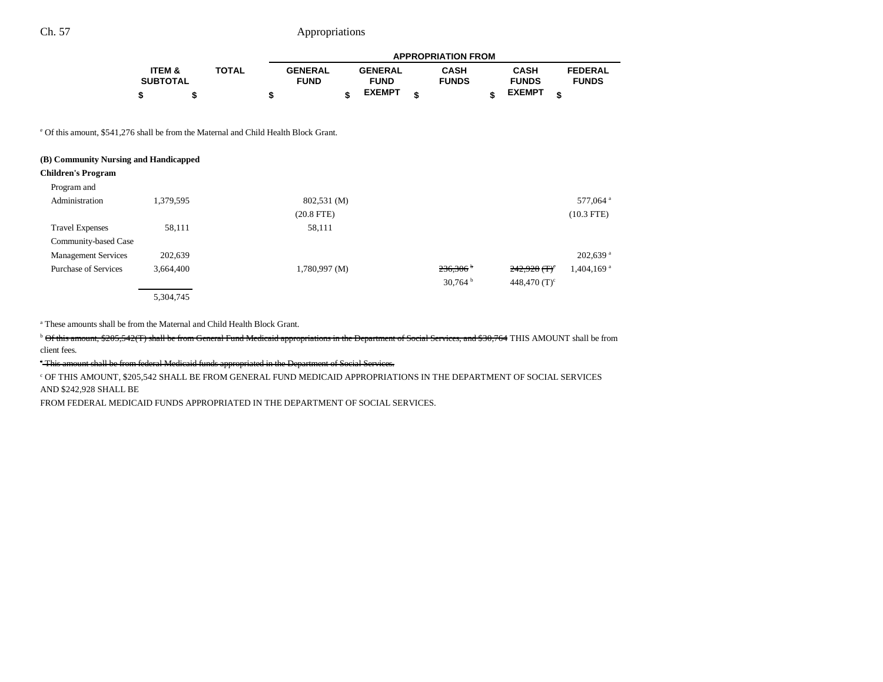| | ITEM & SUBTOTAL | TOTAL | APPROPRIATION FROM GENERAL FUND | GENERAL FUND EXEMPT | CASH FUNDS | CASH FUNDS EXEMPT | FEDERAL FUNDS |
|---|---|---|---|---|---|---|---|
| | $ | $ | $ | $ | $ | $ | $ |

[e] Of this amount, $541,276 shall be from the Maternal and Child Health Block Grant.

**(B) Community Nursing and Handicapped Children's Program**

| | ITEM & SUBTOTAL | TOTAL | GENERAL FUND | GENERAL FUND EXEMPT | CASH FUNDS | CASH FUNDS EXEMPT | FEDERAL FUNDS |
|---|---|---|---|---|---|---|---|
| Program and Administration | 1,379,595 | | 802,531 (M) | | | | 577,064 [a] |
| | | | (20.8 FTE) | | | | (10.3 FTE) |
| Travel Expenses | 58,111 | | 58,111 | | | | |
| Community-based Case Management Services | 202,639 | | | | | | 202,639 [a] |
| Purchase of Services | 3,664,400 | | 1,780,997 (M) | | ~~236,306~~ [b] | ~~242,928 (T)~~ [c] | 1,404,169 [a] |
| | | | | | 30,764 [b] | 448,470 (T)[c] | |
| | 5,304,745 | | | | | | |

[a] These amounts shall be from the Maternal and Child Health Block Grant.

[b] ~~Of this amount, $205,542(T) shall be from General Fund Medicaid appropriations in the Department of Social Services, and $30,764~~ THIS AMOUNT shall be from client fees.

~~[c] This amount shall be from federal Medicaid funds appropriated in the Department of Social Services.~~

[c] OF THIS AMOUNT, $205,542 SHALL BE FROM GENERAL FUND MEDICAID APPROPRIATIONS IN THE DEPARTMENT OF SOCIAL SERVICES AND $242,928 SHALL BE FROM FEDERAL MEDICAID FUNDS APPROPRIATED IN THE DEPARTMENT OF SOCIAL SERVICES.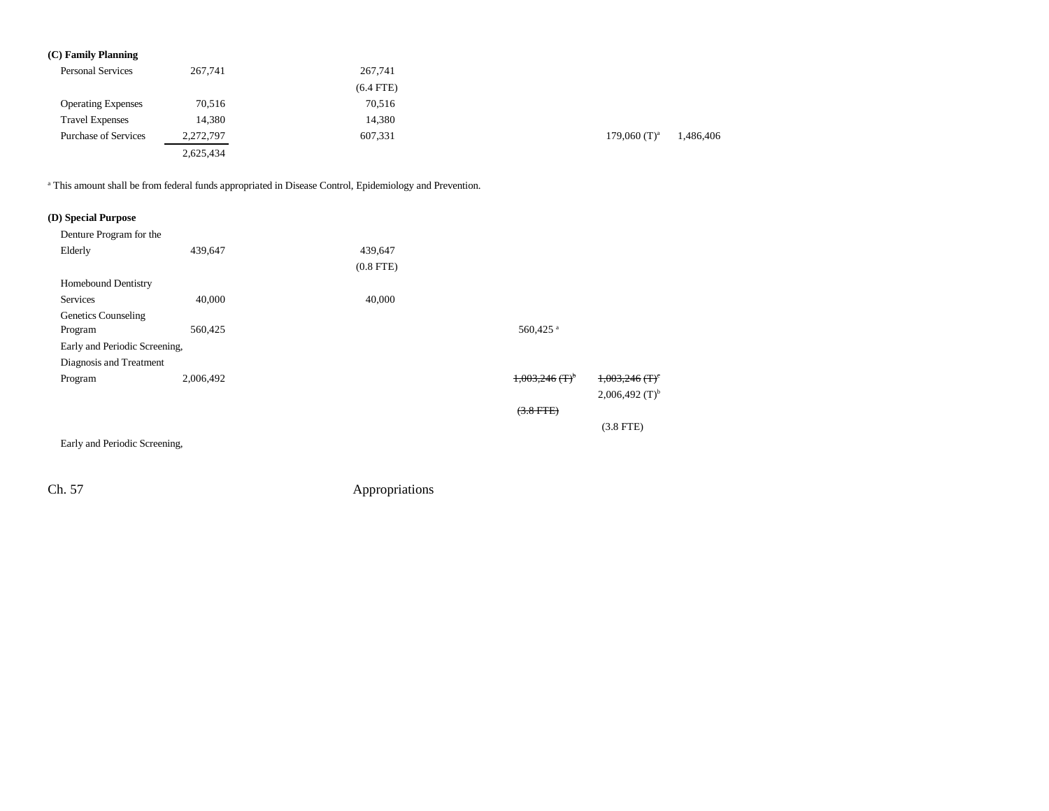**(C) Family Planning**

| | | | | | |
|---|---|---|---|---|---|
| Personal Services | 267,741 | 267,741<br>(6.4 FTE) | | | |
| Operating Expenses | 70,516 | 70,516 | | | |
| Travel Expenses | 14,380 | 14,380 | | | |
| Purchase of Services | 2,272,797 | 607,331 | | 179,060 (T)[a] | 1,486,406 |
| | 2,625,434 | | | | |

[a] This amount shall be from federal funds appropriated in Disease Control, Epidemiology and Prevention.

**(D) Special Purpose**

| | | | | | |
|---|---|---|---|---|---|
| Denture Program for the Elderly | 439,647 | 439,647<br>(0.8 FTE) | | | |
| Homebound Dentistry Services | 40,000 | 40,000 | | | |
| Genetics Counseling Program | 560,425 | | 560,425 [a] | | |
| Early and Periodic Screening, Diagnosis and Treatment Program | 2,006,492 | | ~~1,003,246 (T)[b]~~<br>~~(3.8 FTE)~~ | ~~1,003,246 (T)[c]~~<br>2,006,492 (T)[b]<br>(3.8 FTE) | |

Early and Periodic Screening,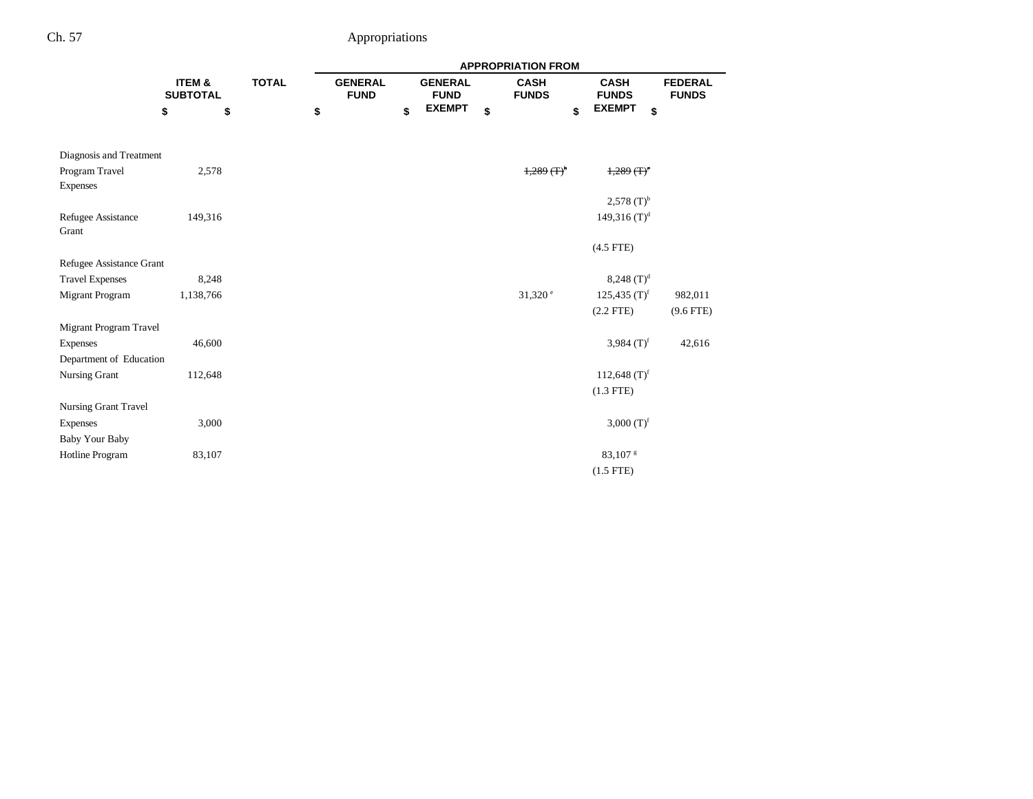| | ITEM & SUBTOTAL | TOTAL | APPROPRIATION FROM GENERAL FUND | GENERAL FUND EXEMPT | CASH FUNDS | CASH FUNDS EXEMPT | FEDERAL FUNDS |
|---|---|---|---|---|---|---|---|
| | $ | $ | $ | $ | $ | $ | $ |
| Diagnosis and Treatment Program Travel Expenses | 2,578 | | | | ~~1,289 (T)[b]~~ | ~~1,289 (T)[c]~~ | |
| | | | | | | 2,578 (T)[b] | |
| Refugee Assistance Grant | 149,316 | | | | | 149,316 (T)[d] | |
| | | | | | | (4.5 FTE) | |
| Refugee Assistance Grant Travel Expenses | 8,248 | | | | | 8,248 (T)[d] | |
| Migrant Program | 1,138,766 | | | | 31,320[e] | 125,435 (T)[f] | 982,011 |
| | | | | | | (2.2 FTE) | (9.6 FTE) |
| Migrant Program Travel Expenses | 46,600 | | | | | 3,984 (T)[f] | 42,616 |
| Department of Education Nursing Grant | 112,648 | | | | | 112,648 (T)[f] | |
| | | | | | | (1.3 FTE) | |
| Nursing Grant Travel Expenses | 3,000 | | | | | 3,000 (T)[f] | |
| Baby Your Baby Hotline Program | 83,107 | | | | | 83,107[g] | |
| | | | | | | (1.5 FTE) | |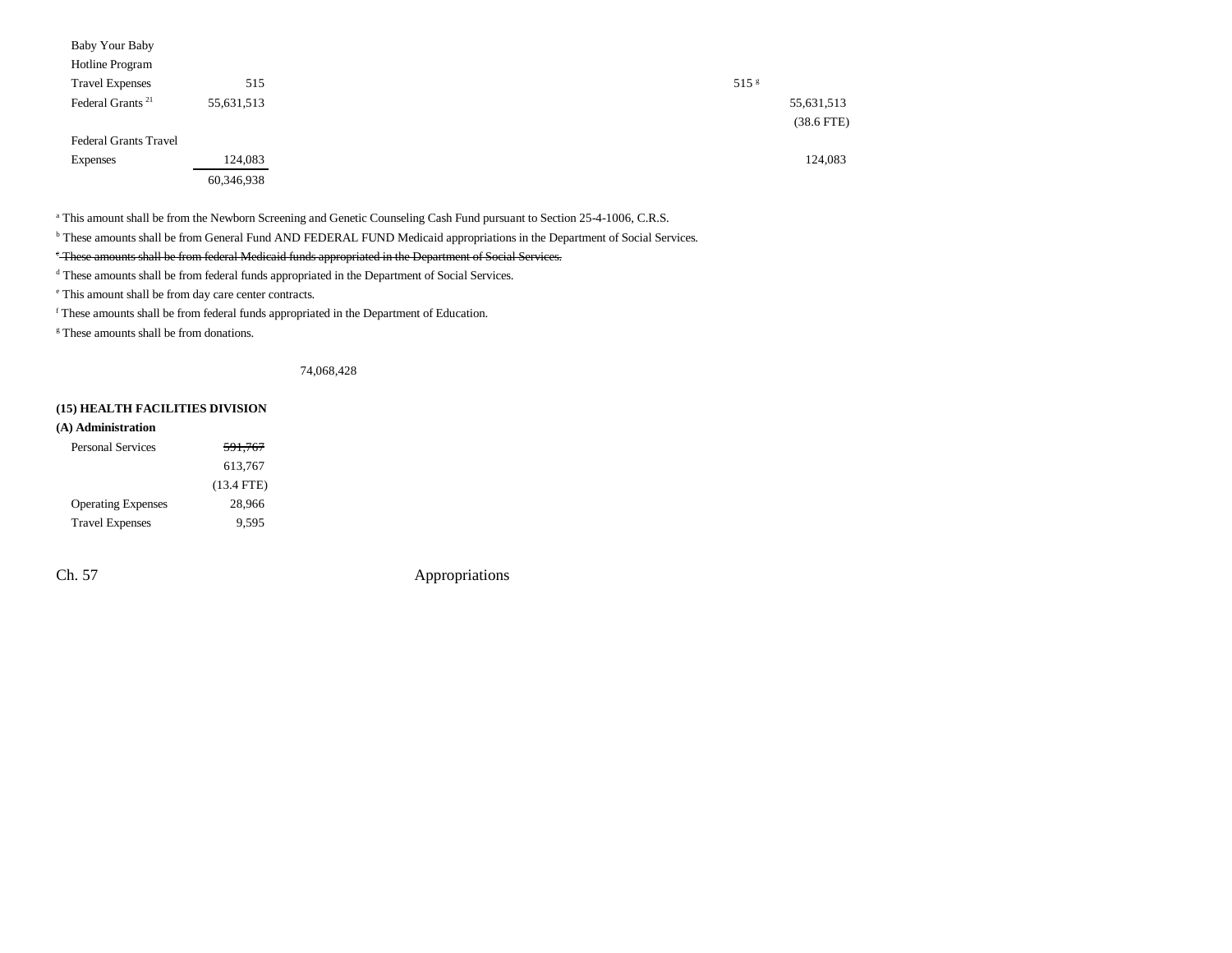| | | | | | | |
|---|---|---|---|---|---|---|
| Baby Your Baby Hotline Program Travel Expenses | 515 | | | 515[g] | | |
| Federal Grants [21] | 55,631,513 | | | | 55,631,513 (38.6 FTE) | |
| Federal Grants Travel Expenses | 124,083 | | | | 124,083 | |
| | 60,346,938 | | | | | |

[a] This amount shall be from the Newborn Screening and Genetic Counseling Cash Fund pursuant to Section 25-4-1006, C.R.S.

[b] These amounts shall be from General Fund AND FEDERAL FUND Medicaid appropriations in the Department of Social Services.

~~[c] These amounts shall be from federal Medicaid funds appropriated in the Department of Social Services.~~

[d] These amounts shall be from federal funds appropriated in the Department of Social Services.

[e] This amount shall be from day care center contracts.

[f] These amounts shall be from federal funds appropriated in the Department of Education.

[g] These amounts shall be from donations.

74,068,428

**(15) HEALTH FACILITIES DIVISION**

**(A) Administration**

| | |
|---|---|
| Personal Services | ~~591,767~~ 613,767 (13.4 FTE) |
| Operating Expenses | 28,966 |
| Travel Expenses | 9,595 |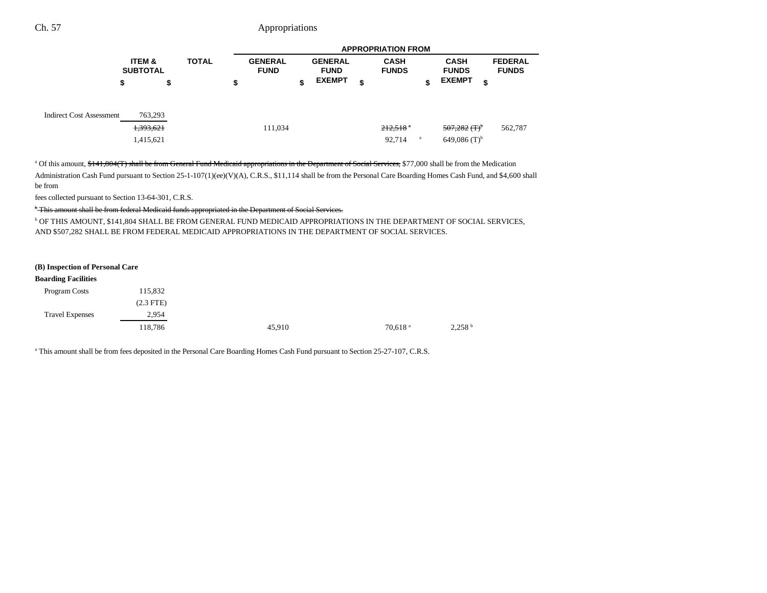| | ITEM & SUBTOTAL | TOTAL | GENERAL FUND | GENERAL FUND EXEMPT | CASH FUNDS | CASH FUNDS EXEMPT | FEDERAL FUNDS |
|---|---|---|---|---|---|---|---|
| | $ | $ | $ | $ | $ | $ | $ |
| Indirect Cost Assessment | 763,293 | | | | | | |
| | ~~1,393,621~~ | | 111,034 | | ~~212,518~~[a] | ~~507,282 (T)~~[b] | 562,787 |
| | 1,415,621 | | | | 92,714[a] | 649,086 (T)[b] | |

[a] Of this amount, ~~$141,804(T) shall be from General Fund Medicaid appropriations in the Department of Social Services,~~ $77,000 shall be from the Medication Administration Cash Fund pursuant to Section 25-1-107(1)(ee)(V)(A), C.R.S., $11,114 shall be from the Personal Care Boarding Homes Cash Fund, and $4,600 shall be from fees collected pursuant to Section 13-64-301, C.R.S.

~~[b] This amount shall be from federal Medicaid funds appropriated in the Department of Social Services.~~

[b] OF THIS AMOUNT, $141,804 SHALL BE FROM GENERAL FUND MEDICAID APPROPRIATIONS IN THE DEPARTMENT OF SOCIAL SERVICES, AND $507,282 SHALL BE FROM FEDERAL MEDICAID APPROPRIATIONS IN THE DEPARTMENT OF SOCIAL SERVICES.

**(B) Inspection of Personal Care Boarding Facilities**

| | ITEM & SUBTOTAL | TOTAL | GENERAL FUND | GENERAL FUND EXEMPT | CASH FUNDS | CASH FUNDS EXEMPT | FEDERAL FUNDS |
|---|---|---|---|---|---|---|---|
| Program Costs | 115,832 | | | | | | |
| | (2.3 FTE) | | | | | | |
| Travel Expenses | 2,954 | | | | | | |
| | 118,786 | | 45,910 | | 70,618[a] | 2,258[b] | |

[a] This amount shall be from fees deposited in the Personal Care Boarding Homes Cash Fund pursuant to Section 25-27-107, C.R.S.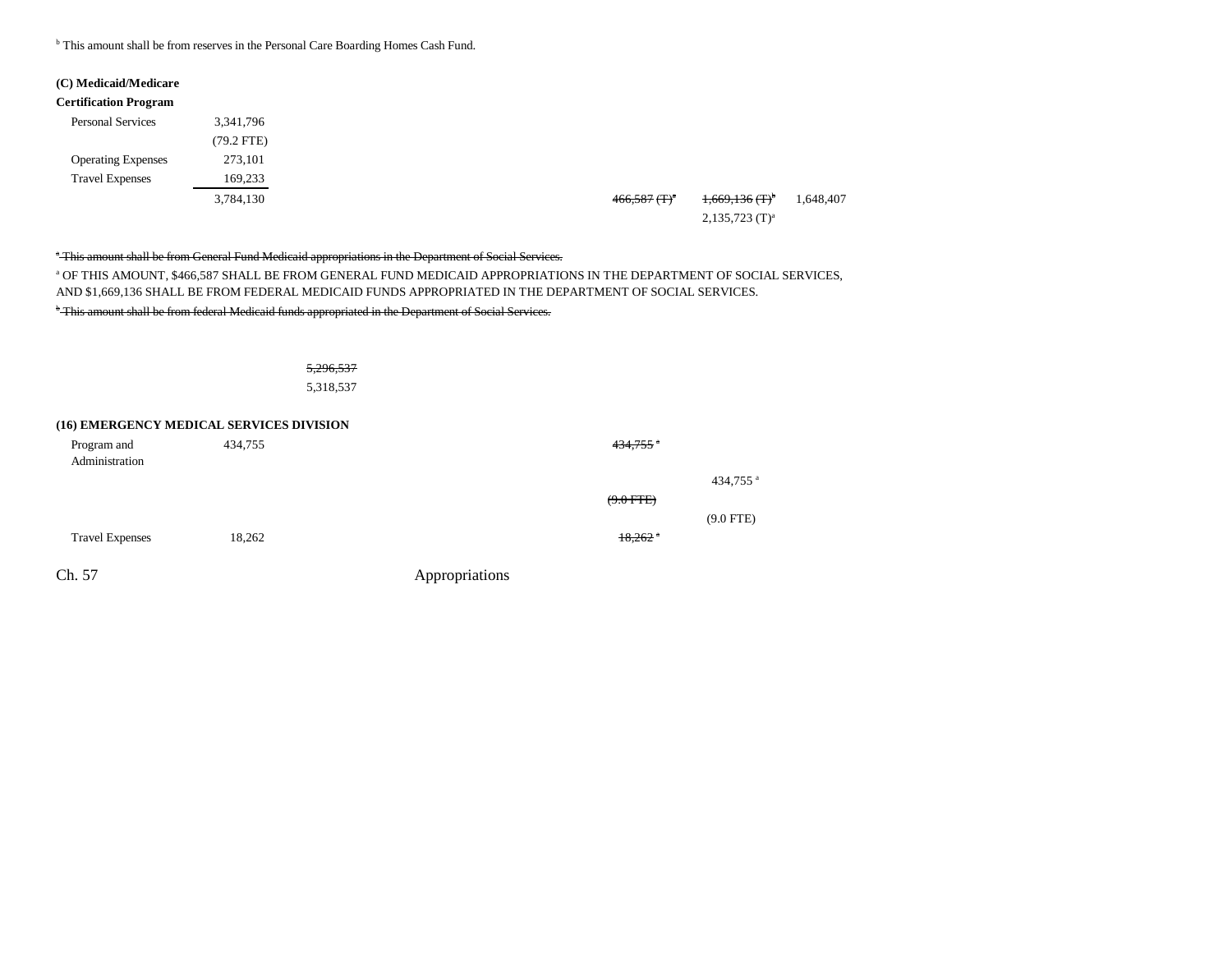[b] This amount shall be from reserves in the Personal Care Boarding Homes Cash Fund.

**(C) Medicaid/Medicare Certification Program**

| | | | | | | |
|---|---|---|---|---|---|---|
| Personal Services | 3,341,796 | | | | | |
| | (79.2 FTE) | | | | | |
| Operating Expenses | 273,101 | | | | | |
| Travel Expenses | 169,233 | | | | | |
| | 3,784,130 | | | ~~466,587 (T)[a]~~ | ~~1,669,136 (T)[b]~~ | 1,648,407 |
| | | | | | 2,135,723 (T)[a] | |

~~[a] This amount shall be from General Fund Medicaid appropriations in the Department of Social Services.~~

[a] OF THIS AMOUNT, $466,587 SHALL BE FROM GENERAL FUND MEDICAID APPROPRIATIONS IN THE DEPARTMENT OF SOCIAL SERVICES, AND $1,669,136 SHALL BE FROM FEDERAL MEDICAID FUNDS APPROPRIATED IN THE DEPARTMENT OF SOCIAL SERVICES.

~~[b] This amount shall be from federal Medicaid funds appropriated in the Department of Social Services.~~

~~5,296,537~~
5,318,537

**(16) EMERGENCY MEDICAL SERVICES DIVISION**

| | | | | |
|---|---|---|---|---|
| Program and Administration | 434,755 | | ~~434,755 [a]~~ | |
| | | | | 434,755 [a] |
| | | | ~~(9.0 FTE)~~ | |
| | | | | (9.0 FTE) |
| Travel Expenses | 18,262 | | ~~18,262 [a]~~ | |

Ch. 57 Appropriations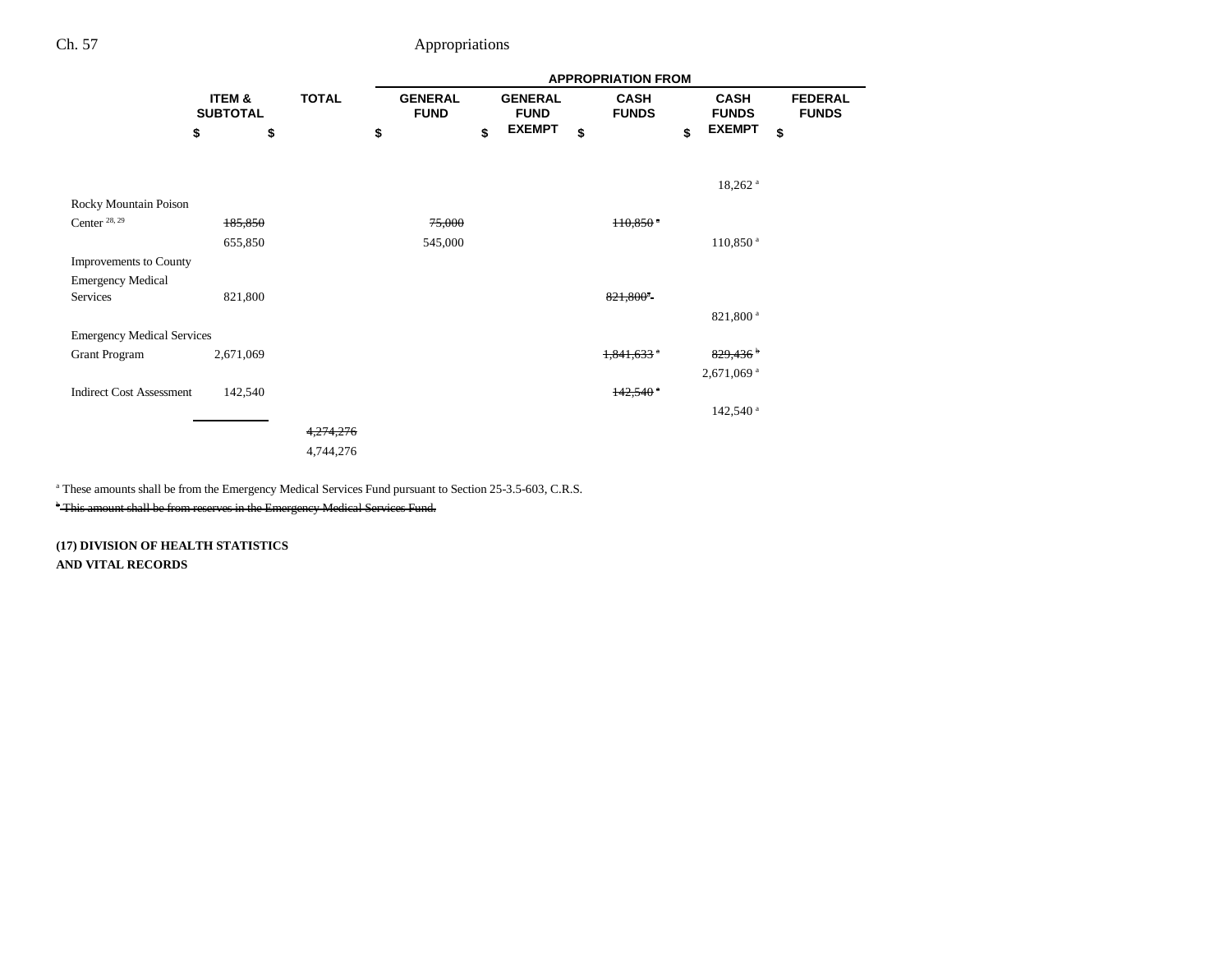| | ITEM & SUBTOTAL | TOTAL | GENERAL FUND | GENERAL FUND EXEMPT | CASH FUNDS | CASH FUNDS EXEMPT | FEDERAL FUNDS |
|---|---|---|---|---|---|---|---|
| | $ | $ | $ | $ | $ | $ | $ |
| | | | | | | 18,262 [a] | |
| Rocky Mountain Poison Center [28, 29] | ~~185,850~~ | | ~~75,000~~ | | ~~110,850 [a]~~ | | |
| | 655,850 | | 545,000 | | | 110,850 [a] | |
| Improvements to County Emergency Medical Services | 821,800 | | | | ~~821,800[a]~~ | | |
| | | | | | | 821,800 [a] | |
| Emergency Medical Services Grant Program | 2,671,069 | | | | ~~1,841,633 [a]~~ | ~~829,436 [b]~~ | |
| | | | | | | 2,671,069 [a] | |
| Indirect Cost Assessment | 142,540 | | | | ~~142,540 [a]~~ | | |
| | | | | | | 142,540 [a] | |
| | | ~~4,274,276~~ | | | | | |
| | | 4,744,276 | | | | | |

[a] These amounts shall be from the Emergency Medical Services Fund pursuant to Section 25-3.5-603, C.R.S.

~~[b] This amount shall be from reserves in the Emergency Medical Services Fund.~~

**(17) DIVISION OF HEALTH STATISTICS AND VITAL RECORDS**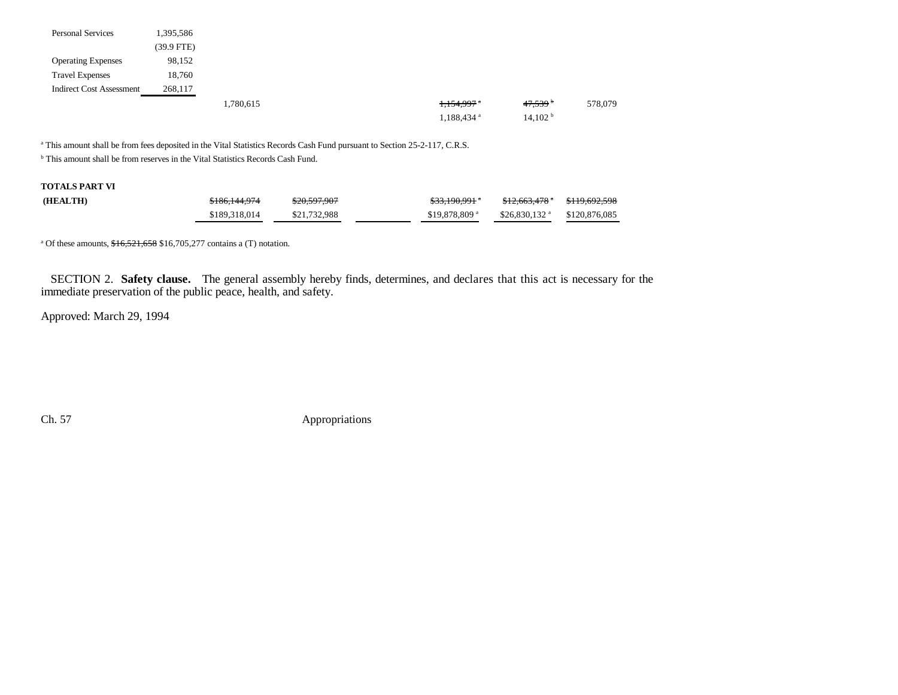| | | | | | | | |
|---|---|---|---|---|---|---|---|
| Personal Services | 1,395,586 | | | | | | |
| | (39.9 FTE) | | | | | | |
| Operating Expenses | 98,152 | | | | | | |
| Travel Expenses | 18,760 | | | | | | |
| Indirect Cost Assessment | 268,117 | | | | | | |
| | | 1,780,615 | | | ~~1,154,997~~ [a] | ~~47,539~~ [b] | 578,079 |
| | | | | | 1,188,434 [a] | 14,102 [b] | |

[a] This amount shall be from fees deposited in the Vital Statistics Records Cash Fund pursuant to Section 25-2-117, C.R.S.

[b] This amount shall be from reserves in the Vital Statistics Records Cash Fund.

| | | | | | | |
|---|---|---|---|---|---|---|
| **TOTALS PART VI** | | | | | | |
| **(HEALTH)** | ~~$186,144,974~~ | ~~$20,597,907~~ | | ~~$33,190,991~~ [a] | ~~$12,663,478~~ [a] | ~~$119,692,598~~ |
| | $189,318,014 | $21,732,988 | | $19,878,809 [a] | $26,830,132 [a] | $120,876,085 |

[a] Of these amounts, ~~$16,521,658~~ $16,705,277 contains a (T) notation.

SECTION 2. **Safety clause.** The general assembly hereby finds, determines, and declares that this act is necessary for the immediate preservation of the public peace, health, and safety.

Approved: March 29, 1994